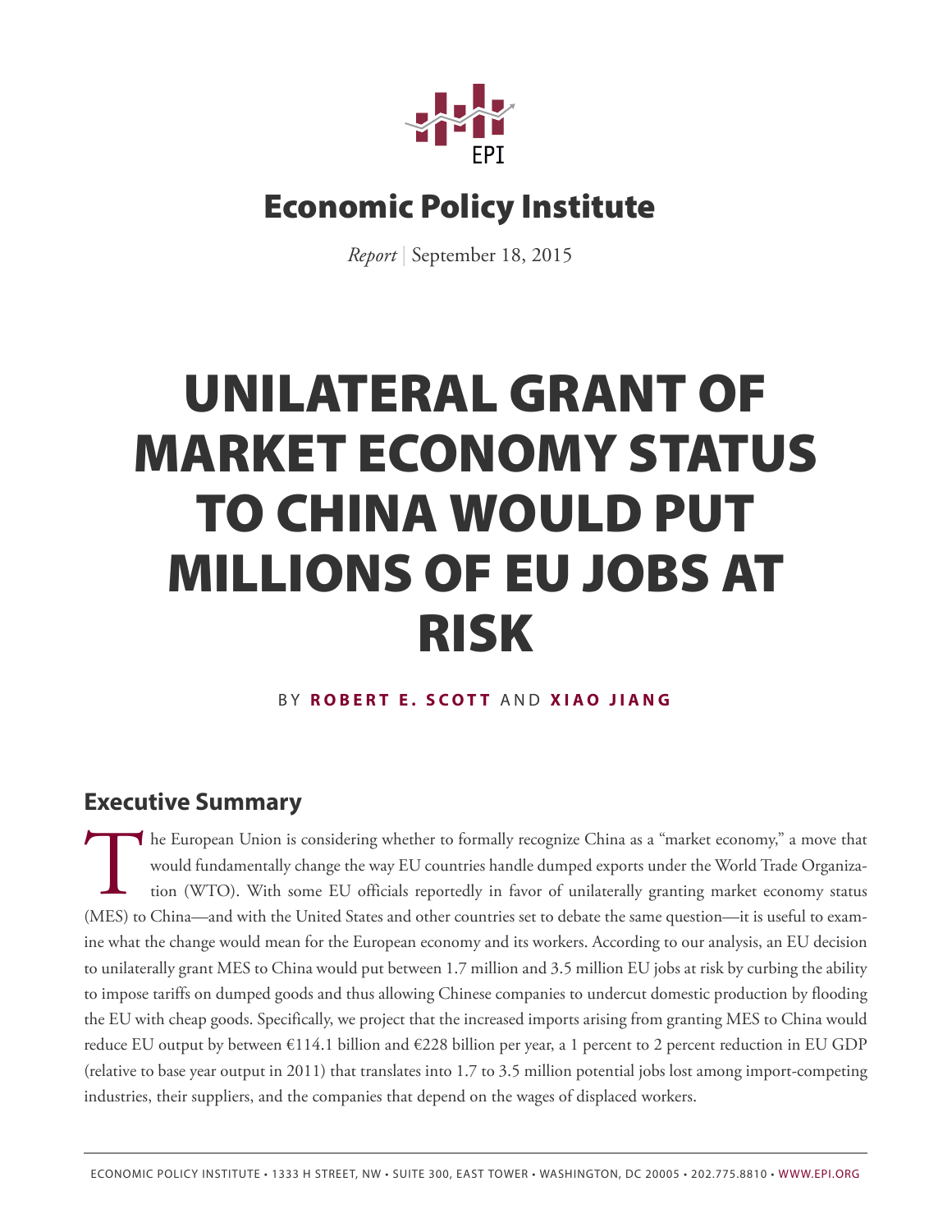# Economic Policy Institute

*Report* | September 18, 2015

# UNILATERAL GRANT OF MARKET ECONOMY STATUS TO CHINA WOULD PUT MILLIONS OF EU JOBS AT RISK

BY **ROBERT E. SCOTT** AND **XIAO JIANG**

## Executive Summary

The European Union is considering whether to formally recognize China as a "market economy," a move that would fundamentally change the way EU countries handle dumped exports under the World Trade Organization (WTO). With some EU officials reportedly in favor of unilaterally granting market economy status (MES) to China—and with the United States and other countries set to debate the same question—it is useful to examine what the change would mean for the European economy and its workers. According to our analysis, an EU decision to unilaterally grant MES to China would put between 1.7 million and 3.5 million EU jobs at risk by curbing the ability to impose tariffs on dumped goods and thus allowing Chinese companies to undercut domestic production by flooding the EU with cheap goods. Specifically, we project that the increased imports arising from granting MES to China would reduce EU output by between €114.1 billion and €228 billion per year, a 1 percent to 2 percent reduction in EU GDP (relative to base year output in 2011) that translates into 1.7 to 3.5 million potential jobs lost among import-competing industries, their suppliers, and the companies that depend on the wages of displaced workers.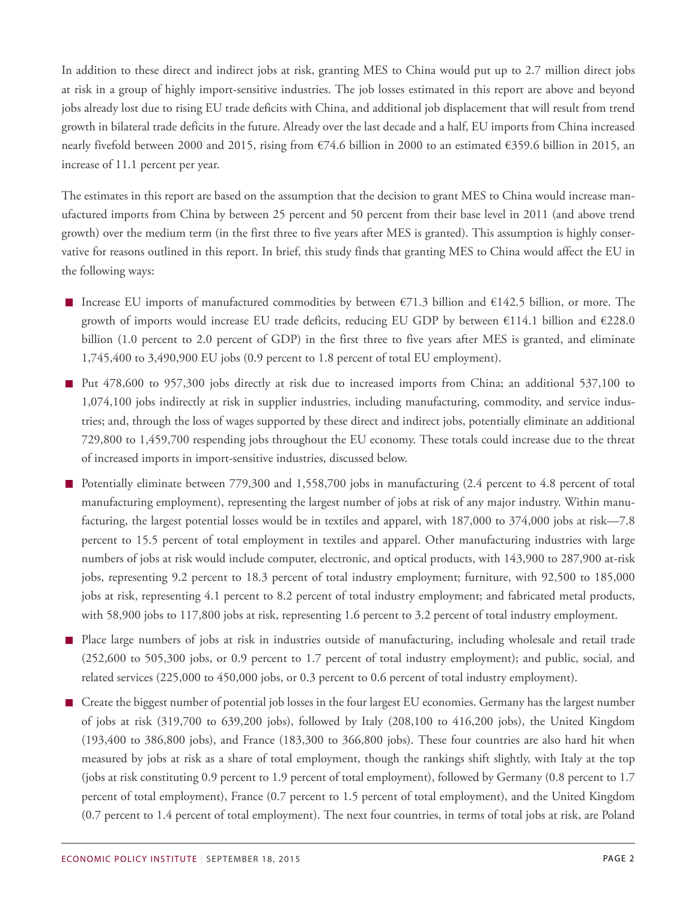In addition to these direct and indirect jobs at risk, granting MES to China would put up to 2.7 million direct jobs at risk in a group of highly import-sensitive industries. The job losses estimated in this report are above and beyond jobs already lost due to rising EU trade deficits with China, and additional job displacement that will result from trend growth in bilateral trade deficits in the future. Already over the last decade and a half, EU imports from China increased nearly fivefold between 2000 and 2015, rising from €74.6 billion in 2000 to an estimated €359.6 billion in 2015, an increase of 11.1 percent per year.

The estimates in this report are based on the assumption that the decision to grant MES to China would increase manufactured imports from China by between 25 percent and 50 percent from their base level in 2011 (and above trend growth) over the medium term (in the first three to five years after MES is granted). This assumption is highly conservative for reasons outlined in this report. In brief, this study finds that granting MES to China would affect the EU in the following ways:

- Increase EU imports of manufactured commodities by between €71.3 billion and €142.5 billion, or more. The growth of imports would increase EU trade deficits, reducing EU GDP by between €114.1 billion and €228.0 billion (1.0 percent to 2.0 percent of GDP) in the first three to five years after MES is granted, and eliminate 1,745,400 to 3,490,900 EU jobs (0.9 percent to 1.8 percent of total EU employment).
- Put 478,600 to 957,300 jobs directly at risk due to increased imports from China; an additional 537,100 to 1,074,100 jobs indirectly at risk in supplier industries, including manufacturing, commodity, and service industries; and, through the loss of wages supported by these direct and indirect jobs, potentially eliminate an additional 729,800 to 1,459,700 respending jobs throughout the EU economy. These totals could increase due to the threat of increased imports in import-sensitive industries, discussed below.
- Potentially eliminate between 779,300 and 1,558,700 jobs in manufacturing (2.4 percent to 4.8 percent of total manufacturing employment), representing the largest number of jobs at risk of any major industry. Within manufacturing, the largest potential losses would be in textiles and apparel, with 187,000 to 374,000 jobs at risk—7.8 percent to 15.5 percent of total employment in textiles and apparel. Other manufacturing industries with large numbers of jobs at risk would include computer, electronic, and optical products, with 143,900 to 287,900 at-risk jobs, representing 9.2 percent to 18.3 percent of total industry employment; furniture, with 92,500 to 185,000 jobs at risk, representing 4.1 percent to 8.2 percent of total industry employment; and fabricated metal products, with 58,900 jobs to 117,800 jobs at risk, representing 1.6 percent to 3.2 percent of total industry employment.
- Place large numbers of jobs at risk in industries outside of manufacturing, including wholesale and retail trade (252,600 to 505,300 jobs, or 0.9 percent to 1.7 percent of total industry employment); and public, social, and related services (225,000 to 450,000 jobs, or 0.3 percent to 0.6 percent of total industry employment).
- Create the biggest number of potential job losses in the four largest EU economies. Germany has the largest number of jobs at risk (319,700 to 639,200 jobs), followed by Italy (208,100 to 416,200 jobs), the United Kingdom (193,400 to 386,800 jobs), and France (183,300 to 366,800 jobs). These four countries are also hard hit when measured by jobs at risk as a share of total employment, though the rankings shift slightly, with Italy at the top (jobs at risk constituting 0.9 percent to 1.9 percent of total employment), followed by Germany (0.8 percent to 1.7 percent of total employment), France (0.7 percent to 1.5 percent of total employment), and the United Kingdom (0.7 percent to 1.4 percent of total employment). The next four countries, in terms of total jobs at risk, are Poland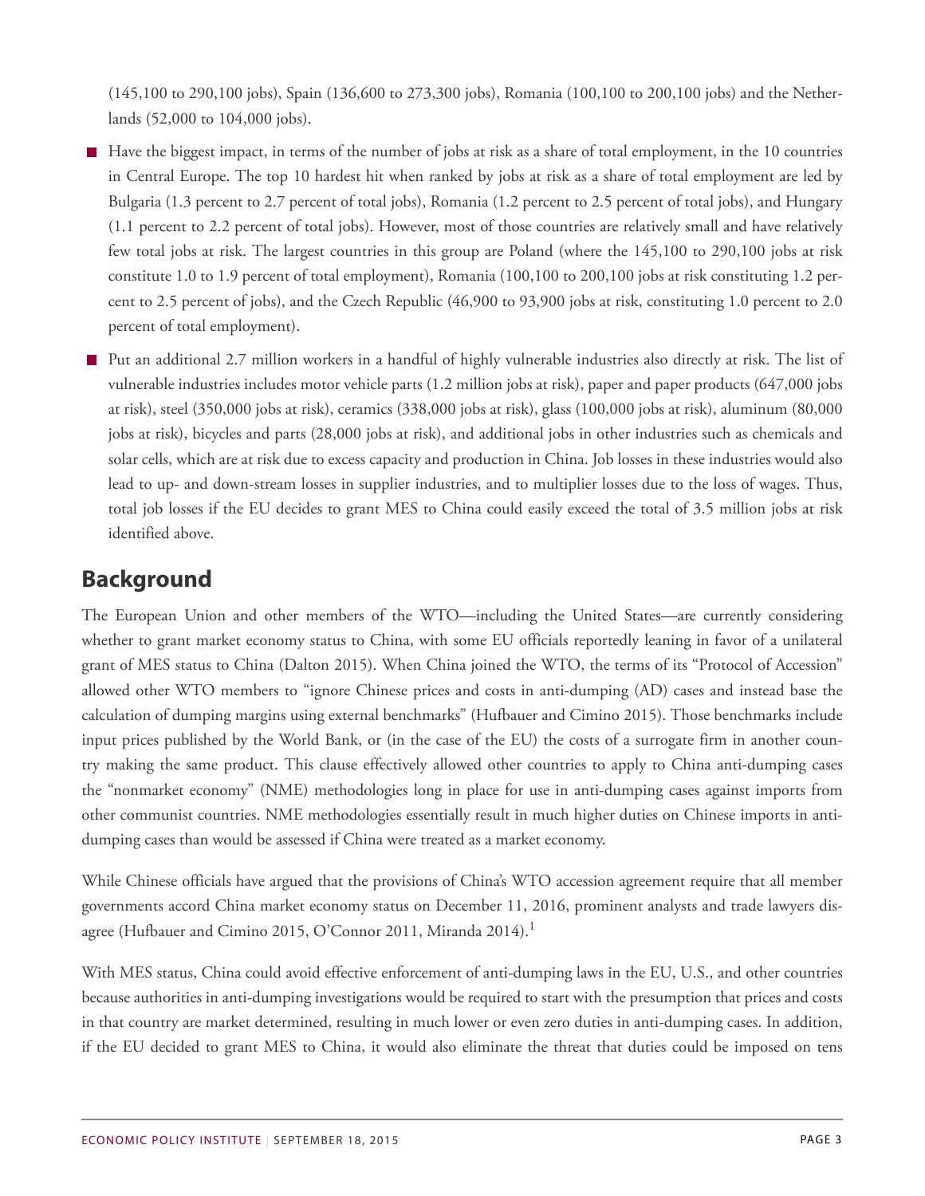(145,100 to 290,100 jobs), Spain (136,600 to 273,300 jobs), Romania (100,100 to 200,100 jobs) and the Netherlands (52,000 to 104,000 jobs).

- Have the biggest impact, in terms of the number of jobs at risk as a share of total employment, in the 10 countries in Central Europe. The top 10 hardest hit when ranked by jobs at risk as a share of total employment are led by Bulgaria (1.3 percent to 2.7 percent of total jobs), Romania (1.2 percent to 2.5 percent of total jobs), and Hungary (1.1 percent to 2.2 percent of total jobs). However, most of those countries are relatively small and have relatively few total jobs at risk. The largest countries in this group are Poland (where the 145,100 to 290,100 jobs at risk constitute 1.0 to 1.9 percent of total employment), Romania (100,100 to 200,100 jobs at risk constituting 1.2 percent to 2.5 percent of jobs), and the Czech Republic (46,900 to 93,900 jobs at risk, constituting 1.0 percent to 2.0 percent of total employment).
- Put an additional 2.7 million workers in a handful of highly vulnerable industries also directly at risk. The list of vulnerable industries includes motor vehicle parts (1.2 million jobs at risk), paper and paper products (647,000 jobs at risk), steel (350,000 jobs at risk), ceramics (338,000 jobs at risk), glass (100,000 jobs at risk), aluminum (80,000 jobs at risk), bicycles and parts (28,000 jobs at risk), and additional jobs in other industries such as chemicals and solar cells, which are at risk due to excess capacity and production in China. Job losses in these industries would also lead to up- and down-stream losses in supplier industries, and to multiplier losses due to the loss of wages. Thus, total job losses if the EU decides to grant MES to China could easily exceed the total of 3.5 million jobs at risk identified above.

## Background

The European Union and other members of the WTO—including the United States—are currently considering whether to grant market economy status to China, with some EU officials reportedly leaning in favor of a unilateral grant of MES status to China (Dalton 2015). When China joined the WTO, the terms of its "Protocol of Accession" allowed other WTO members to "ignore Chinese prices and costs in anti-dumping (AD) cases and instead base the calculation of dumping margins using external benchmarks" (Hufbauer and Cimino 2015). Those benchmarks include input prices published by the World Bank, or (in the case of the EU) the costs of a surrogate firm in another country making the same product. This clause effectively allowed other countries to apply to China anti-dumping cases the "nonmarket economy" (NME) methodologies long in place for use in anti-dumping cases against imports from other communist countries. NME methodologies essentially result in much higher duties on Chinese imports in anti-dumping cases than would be assessed if China were treated as a market economy.

While Chinese officials have argued that the provisions of China's WTO accession agreement require that all member governments accord China market economy status on December 11, 2016, prominent analysts and trade lawyers disagree (Hufbauer and Cimino 2015, O'Connor 2011, Miranda 2014).[1]

With MES status, China could avoid effective enforcement of anti-dumping laws in the EU, U.S., and other countries because authorities in anti-dumping investigations would be required to start with the presumption that prices and costs in that country are market determined, resulting in much lower or even zero duties in anti-dumping cases. In addition, if the EU decided to grant MES to China, it would also eliminate the threat that duties could be imposed on tens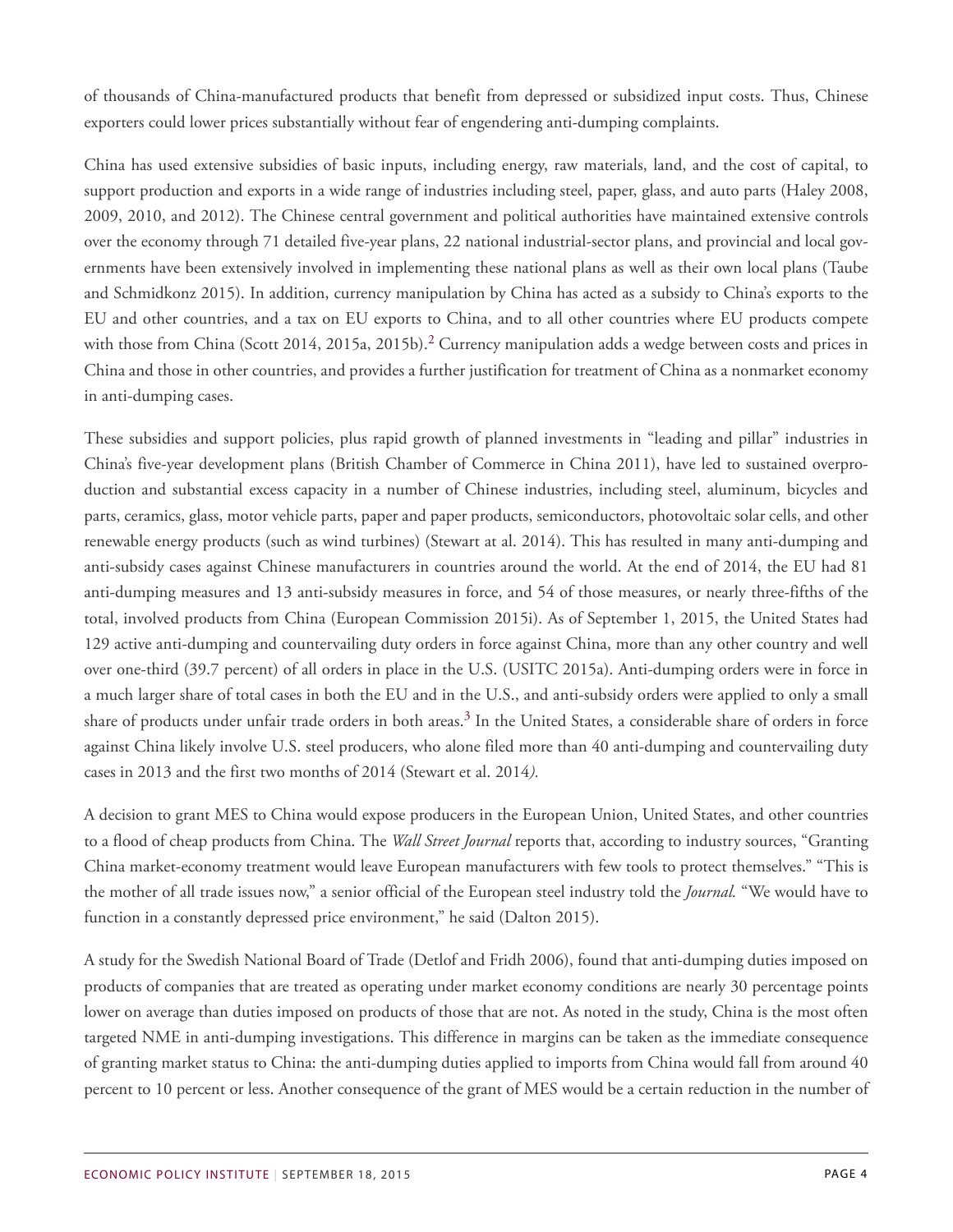of thousands of China-manufactured products that benefit from depressed or subsidized input costs. Thus, Chinese exporters could lower prices substantially without fear of engendering anti-dumping complaints.

China has used extensive subsidies of basic inputs, including energy, raw materials, land, and the cost of capital, to support production and exports in a wide range of industries including steel, paper, glass, and auto parts (Haley 2008, 2009, 2010, and 2012). The Chinese central government and political authorities have maintained extensive controls over the economy through 71 detailed five-year plans, 22 national industrial-sector plans, and provincial and local governments have been extensively involved in implementing these national plans as well as their own local plans (Taube and Schmidkonz 2015). In addition, currency manipulation by China has acted as a subsidy to China's exports to the EU and other countries, and a tax on EU exports to China, and to all other countries where EU products compete with those from China (Scott 2014, 2015a, 2015b).[2] Currency manipulation adds a wedge between costs and prices in China and those in other countries, and provides a further justification for treatment of China as a nonmarket economy in anti-dumping cases.

These subsidies and support policies, plus rapid growth of planned investments in "leading and pillar" industries in China's five-year development plans (British Chamber of Commerce in China 2011), have led to sustained overproduction and substantial excess capacity in a number of Chinese industries, including steel, aluminum, bicycles and parts, ceramics, glass, motor vehicle parts, paper and paper products, semiconductors, photovoltaic solar cells, and other renewable energy products (such as wind turbines) (Stewart at al. 2014). This has resulted in many anti-dumping and anti-subsidy cases against Chinese manufacturers in countries around the world. At the end of 2014, the EU had 81 anti-dumping measures and 13 anti-subsidy measures in force, and 54 of those measures, or nearly three-fifths of the total, involved products from China (European Commission 2015i). As of September 1, 2015, the United States had 129 active anti-dumping and countervailing duty orders in force against China, more than any other country and well over one-third (39.7 percent) of all orders in place in the U.S. (USITC 2015a). Anti-dumping orders were in force in a much larger share of total cases in both the EU and in the U.S., and anti-subsidy orders were applied to only a small share of products under unfair trade orders in both areas.[3] In the United States, a considerable share of orders in force against China likely involve U.S. steel producers, who alone filed more than 40 anti-dumping and countervailing duty cases in 2013 and the first two months of 2014 (Stewart et al. 2014*).*

A decision to grant MES to China would expose producers in the European Union, United States, and other countries to a flood of cheap products from China. The *Wall Street Journal* reports that, according to industry sources, "Granting China market-economy treatment would leave European manufacturers with few tools to protect themselves." "This is the mother of all trade issues now," a senior official of the European steel industry told the *Journal.* "We would have to function in a constantly depressed price environment," he said (Dalton 2015).

A study for the Swedish National Board of Trade (Detlof and Fridh 2006), found that anti-dumping duties imposed on products of companies that are treated as operating under market economy conditions are nearly 30 percentage points lower on average than duties imposed on products of those that are not. As noted in the study, China is the most often targeted NME in anti-dumping investigations. This difference in margins can be taken as the immediate consequence of granting market status to China: the anti-dumping duties applied to imports from China would fall from around 40 percent to 10 percent or less. Another consequence of the grant of MES would be a certain reduction in the number of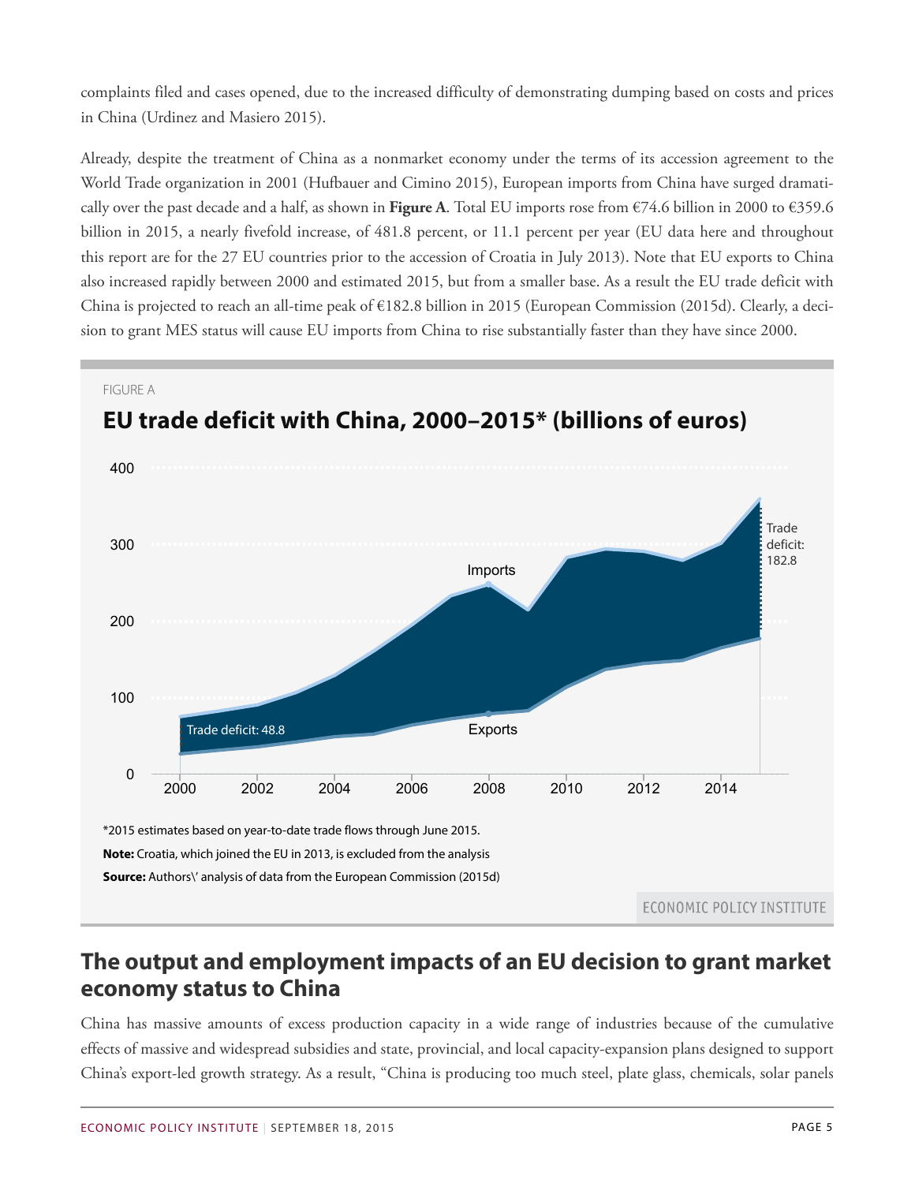complaints filed and cases opened, due to the increased difficulty of demonstrating dumping based on costs and prices in China (Urdinez and Masiero 2015).

Already, despite the treatment of China as a nonmarket economy under the terms of its accession agreement to the World Trade organization in 2001 (Hufbauer and Cimino 2015), European imports from China have surged dramatically over the past decade and a half, as shown in **Figure A**. Total EU imports rose from €74.6 billion in 2000 to €359.6 billion in 2015, a nearly fivefold increase, of 481.8 percent, or 11.1 percent per year (EU data here and throughout this report are for the 27 EU countries prior to the accession of Croatia in July 2013). Note that EU exports to China also increased rapidly between 2000 and estimated 2015, but from a smaller base. As a result the EU trade deficit with China is projected to reach an all-time peak of €182.8 billion in 2015 (European Commission (2015d). Clearly, a decision to grant MES status will cause EU imports from China to rise substantially faster than they have since 2000.

FIGURE A

**EU trade deficit with China, 2000–2015* (billions of euros)**

Imports; Exports; Trade deficit: 48.8 (2000); Trade deficit: 182.8 (2015)

*2015 estimates based on year-to-date trade flows through June 2015.

**Note:** Croatia, which joined the EU in 2013, is excluded from the analysis

**Source:** Authors\' analysis of data from the European Commission (2015d)

ECONOMIC POLICY INSTITUTE

## The output and employment impacts of an EU decision to grant market economy status to China

China has massive amounts of excess production capacity in a wide range of industries because of the cumulative effects of massive and widespread subsidies and state, provincial, and local capacity-expansion plans designed to support China's export-led growth strategy. As a result, "China is producing too much steel, plate glass, chemicals, solar panels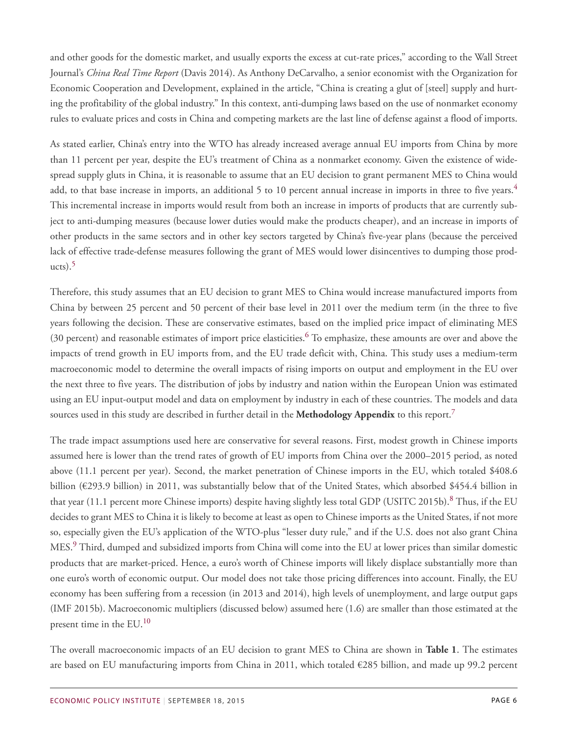and other goods for the domestic market, and usually exports the excess at cut-rate prices," according to the Wall Street Journal's *China Real Time Report* (Davis 2014). As Anthony DeCarvalho, a senior economist with the Organization for Economic Cooperation and Development, explained in the article, "China is creating a glut of [steel] supply and hurting the profitability of the global industry." In this context, anti-dumping laws based on the use of nonmarket economy rules to evaluate prices and costs in China and competing markets are the last line of defense against a flood of imports.

As stated earlier, China's entry into the WTO has already increased average annual EU imports from China by more than 11 percent per year, despite the EU's treatment of China as a nonmarket economy. Given the existence of widespread supply gluts in China, it is reasonable to assume that an EU decision to grant permanent MES to China would add, to that base increase in imports, an additional 5 to 10 percent annual increase in imports in three to five years.[4] This incremental increase in imports would result from both an increase in imports of products that are currently subject to anti-dumping measures (because lower duties would make the products cheaper), and an increase in imports of other products in the same sectors and in other key sectors targeted by China's five-year plans (because the perceived lack of effective trade-defense measures following the grant of MES would lower disincentives to dumping those products).[5]

Therefore, this study assumes that an EU decision to grant MES to China would increase manufactured imports from China by between 25 percent and 50 percent of their base level in 2011 over the medium term (in the three to five years following the decision. These are conservative estimates, based on the implied price impact of eliminating MES (30 percent) and reasonable estimates of import price elasticities.[6] To emphasize, these amounts are over and above the impacts of trend growth in EU imports from, and the EU trade deficit with, China. This study uses a medium-term macroeconomic model to determine the overall impacts of rising imports on output and employment in the EU over the next three to five years. The distribution of jobs by industry and nation within the European Union was estimated using an EU input-output model and data on employment by industry in each of these countries. The models and data sources used in this study are described in further detail in the **Methodology Appendix** to this report.[7]

The trade impact assumptions used here are conservative for several reasons. First, modest growth in Chinese imports assumed here is lower than the trend rates of growth of EU imports from China over the 2000–2015 period, as noted above (11.1 percent per year). Second, the market penetration of Chinese imports in the EU, which totaled $408.6 billion (€293.9 billion) in 2011, was substantially below that of the United States, which absorbed $454.4 billion in that year (11.1 percent more Chinese imports) despite having slightly less total GDP (USITC 2015b).[8] Thus, if the EU decides to grant MES to China it is likely to become at least as open to Chinese imports as the United States, if not more so, especially given the EU's application of the WTO-plus "lesser duty rule," and if the U.S. does not also grant China MES.[9] Third, dumped and subsidized imports from China will come into the EU at lower prices than similar domestic products that are market-priced. Hence, a euro's worth of Chinese imports will likely displace substantially more than one euro's worth of economic output. Our model does not take those pricing differences into account. Finally, the EU economy has been suffering from a recession (in 2013 and 2014), high levels of unemployment, and large output gaps (IMF 2015b). Macroeconomic multipliers (discussed below) assumed here (1.6) are smaller than those estimated at the present time in the EU.[10]

The overall macroeconomic impacts of an EU decision to grant MES to China are shown in **Table 1**. The estimates are based on EU manufacturing imports from China in 2011, which totaled €285 billion, and made up 99.2 percent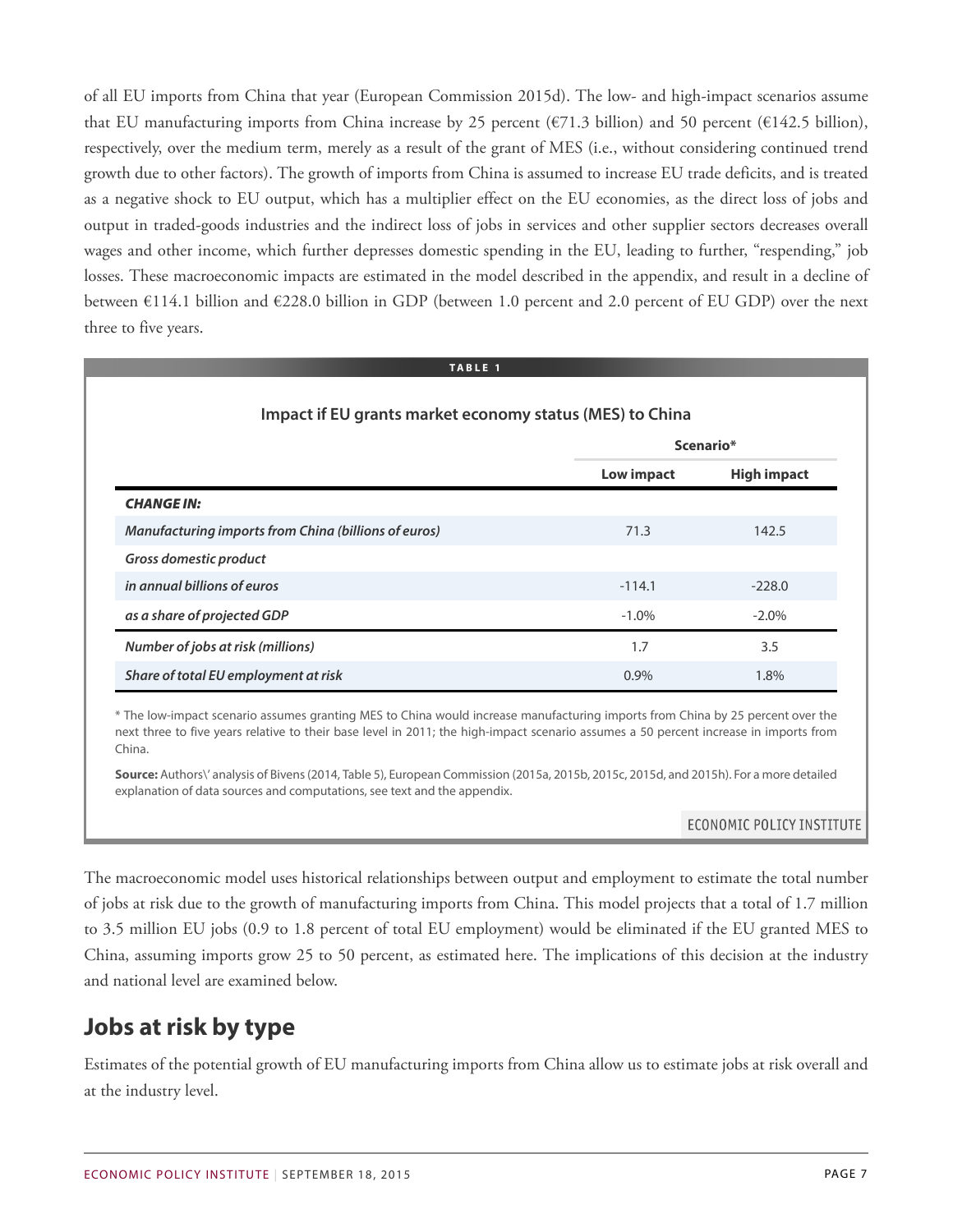of all EU imports from China that year (European Commission 2015d). The low- and high-impact scenarios assume that EU manufacturing imports from China increase by 25 percent (€71.3 billion) and 50 percent (€142.5 billion), respectively, over the medium term, merely as a result of the grant of MES (i.e., without considering continued trend growth due to other factors). The growth of imports from China is assumed to increase EU trade deficits, and is treated as a negative shock to EU output, which has a multiplier effect on the EU economies, as the direct loss of jobs and output in traded-goods industries and the indirect loss of jobs in services and other supplier sectors decreases overall wages and other income, which further depresses domestic spending in the EU, leading to further, "respending," job losses. These macroeconomic impacts are estimated in the model described in the appendix, and result in a decline of between €114.1 billion and €228.0 billion in GDP (between 1.0 percent and 2.0 percent of EU GDP) over the next three to five years.

**TABLE 1**

**Impact if EU grants market economy status (MES) to China**

| | Scenario* | |
|---|---|---|
| | **Low impact** | **High impact** |
| ***CHANGE IN:*** | | |
| ***Manufacturing imports from China (billions of euros)*** | 71.3 | 142.5 |
| ***Gross domestic product*** | | |
| ***in annual billions of euros*** | -114.1 | -228.0 |
| ***as a share of projected GDP*** | -1.0% | -2.0% |
| ***Number of jobs at risk (millions)*** | 1.7 | 3.5 |
| ***Share of total EU employment at risk*** | 0.9% | 1.8% |

* The low-impact scenario assumes granting MES to China would increase manufacturing imports from China by 25 percent over the next three to five years relative to their base level in 2011; the high-impact scenario assumes a 50 percent increase in imports from China.

**Source:** Authors\' analysis of Bivens (2014, Table 5), European Commission (2015a, 2015b, 2015c, 2015d, and 2015h). For a more detailed explanation of data sources and computations, see text and the appendix.

ECONOMIC POLICY INSTITUTE

The macroeconomic model uses historical relationships between output and employment to estimate the total number of jobs at risk due to the growth of manufacturing imports from China. This model projects that a total of 1.7 million to 3.5 million EU jobs (0.9 to 1.8 percent of total EU employment) would be eliminated if the EU granted MES to China, assuming imports grow 25 to 50 percent, as estimated here. The implications of this decision at the industry and national level are examined below.

## Jobs at risk by type

Estimates of the potential growth of EU manufacturing imports from China allow us to estimate jobs at risk overall and at the industry level.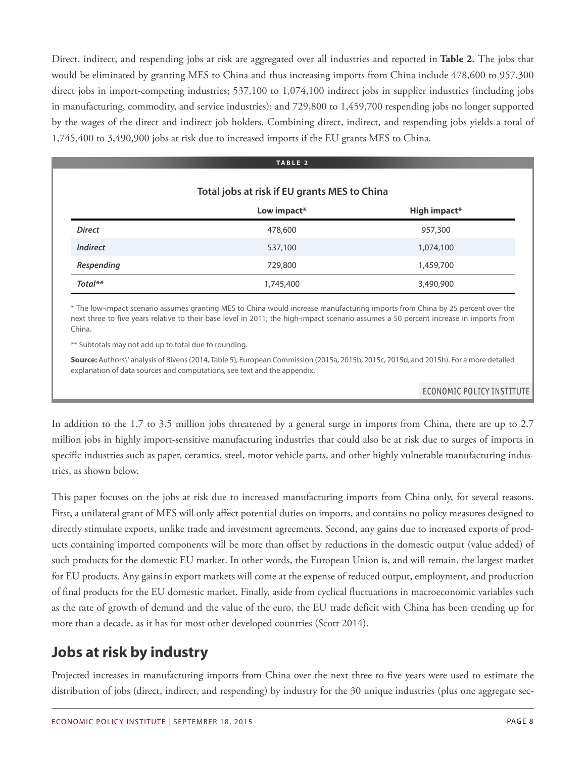Direct, indirect, and respending jobs at risk are aggregated over all industries and reported in **Table 2**. The jobs that would be eliminated by granting MES to China and thus increasing imports from China include 478,600 to 957,300 direct jobs in import-competing industries; 537,100 to 1,074,100 indirect jobs in supplier industries (including jobs in manufacturing, commodity, and service industries); and 729,800 to 1,459,700 respending jobs no longer supported by the wages of the direct and indirect job holders. Combining direct, indirect, and respending jobs yields a total of 1,745,400 to 3,490,900 jobs at risk due to increased imports if the EU grants MES to China.

**TABLE 2**

**Total jobs at risk if EU grants MES to China**

| | Low impact* | High impact* |
|---|---|---|
| *Direct* | 478,600 | 957,300 |
| *Indirect* | 537,100 | 1,074,100 |
| *Respending* | 729,800 | 1,459,700 |
| *Total*** | 1,745,400 | 3,490,900 |

\* The low-impact scenario assumes granting MES to China would increase manufacturing imports from China by 25 percent over the next three to five years relative to their base level in 2011; the high-impact scenario assumes a 50 percent increase in imports from China.

** Subtotals may not add up to total due to rounding.

**Source:** Authors' analysis of Bivens (2014, Table 5), European Commission (2015a, 2015b, 2015c, 2015d, and 2015h). For a more detailed explanation of data sources and computations, see text and the appendix.

ECONOMIC POLICY INSTITUTE

In addition to the 1.7 to 3.5 million jobs threatened by a general surge in imports from China, there are up to 2.7 million jobs in highly import-sensitive manufacturing industries that could also be at risk due to surges of imports in specific industries such as paper, ceramics, steel, motor vehicle parts, and other highly vulnerable manufacturing industries, as shown below.

This paper focuses on the jobs at risk due to increased manufacturing imports from China only, for several reasons. First, a unilateral grant of MES will only affect potential duties on imports, and contains no policy measures designed to directly stimulate exports, unlike trade and investment agreements. Second, any gains due to increased exports of products containing imported components will be more than offset by reductions in the domestic output (value added) of such products for the domestic EU market. In other words, the European Union is, and will remain, the largest market for EU products. Any gains in export markets will come at the expense of reduced output, employment, and production of final products for the EU domestic market. Finally, aside from cyclical fluctuations in macroeconomic variables such as the rate of growth of demand and the value of the euro, the EU trade deficit with China has been trending up for more than a decade, as it has for most other developed countries (Scott 2014).

## Jobs at risk by industry

Projected increases in manufacturing imports from China over the next three to five years were used to estimate the distribution of jobs (direct, indirect, and respending) by industry for the 30 unique industries (plus one aggregate sec-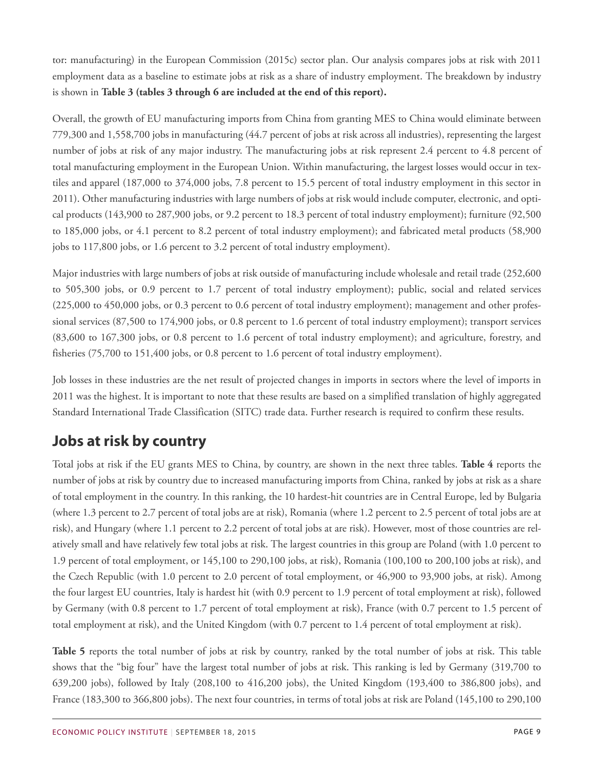tor: manufacturing) in the European Commission (2015c) sector plan. Our analysis compares jobs at risk with 2011 employment data as a baseline to estimate jobs at risk as a share of industry employment. The breakdown by industry is shown in **Table 3 (tables 3 through 6 are included at the end of this report).**

Overall, the growth of EU manufacturing imports from China from granting MES to China would eliminate between 779,300 and 1,558,700 jobs in manufacturing (44.7 percent of jobs at risk across all industries), representing the largest number of jobs at risk of any major industry. The manufacturing jobs at risk represent 2.4 percent to 4.8 percent of total manufacturing employment in the European Union. Within manufacturing, the largest losses would occur in textiles and apparel (187,000 to 374,000 jobs, 7.8 percent to 15.5 percent of total industry employment in this sector in 2011). Other manufacturing industries with large numbers of jobs at risk would include computer, electronic, and optical products (143,900 to 287,900 jobs, or 9.2 percent to 18.3 percent of total industry employment); furniture (92,500 to 185,000 jobs, or 4.1 percent to 8.2 percent of total industry employment); and fabricated metal products (58,900 jobs to 117,800 jobs, or 1.6 percent to 3.2 percent of total industry employment).

Major industries with large numbers of jobs at risk outside of manufacturing include wholesale and retail trade (252,600 to 505,300 jobs, or 0.9 percent to 1.7 percent of total industry employment); public, social and related services (225,000 to 450,000 jobs, or 0.3 percent to 0.6 percent of total industry employment); management and other professional services (87,500 to 174,900 jobs, or 0.8 percent to 1.6 percent of total industry employment); transport services (83,600 to 167,300 jobs, or 0.8 percent to 1.6 percent of total industry employment); and agriculture, forestry, and fisheries (75,700 to 151,400 jobs, or 0.8 percent to 1.6 percent of total industry employment).

Job losses in these industries are the net result of projected changes in imports in sectors where the level of imports in 2011 was the highest. It is important to note that these results are based on a simplified translation of highly aggregated Standard International Trade Classification (SITC) trade data. Further research is required to confirm these results.

## Jobs at risk by country

Total jobs at risk if the EU grants MES to China, by country, are shown in the next three tables. **Table 4** reports the number of jobs at risk by country due to increased manufacturing imports from China, ranked by jobs at risk as a share of total employment in the country. In this ranking, the 10 hardest-hit countries are in Central Europe, led by Bulgaria (where 1.3 percent to 2.7 percent of total jobs are at risk), Romania (where 1.2 percent to 2.5 percent of total jobs are at risk), and Hungary (where 1.1 percent to 2.2 percent of total jobs at are risk). However, most of those countries are relatively small and have relatively few total jobs at risk. The largest countries in this group are Poland (with 1.0 percent to 1.9 percent of total employment, or 145,100 to 290,100 jobs, at risk), Romania (100,100 to 200,100 jobs at risk), and the Czech Republic (with 1.0 percent to 2.0 percent of total employment, or 46,900 to 93,900 jobs, at risk). Among the four largest EU countries, Italy is hardest hit (with 0.9 percent to 1.9 percent of total employment at risk), followed by Germany (with 0.8 percent to 1.7 percent of total employment at risk), France (with 0.7 percent to 1.5 percent of total employment at risk), and the United Kingdom (with 0.7 percent to 1.4 percent of total employment at risk).

**Table 5** reports the total number of jobs at risk by country, ranked by the total number of jobs at risk. This table shows that the "big four" have the largest total number of jobs at risk. This ranking is led by Germany (319,700 to 639,200 jobs), followed by Italy (208,100 to 416,200 jobs), the United Kingdom (193,400 to 386,800 jobs), and France (183,300 to 366,800 jobs). The next four countries, in terms of total jobs at risk are Poland (145,100 to 290,100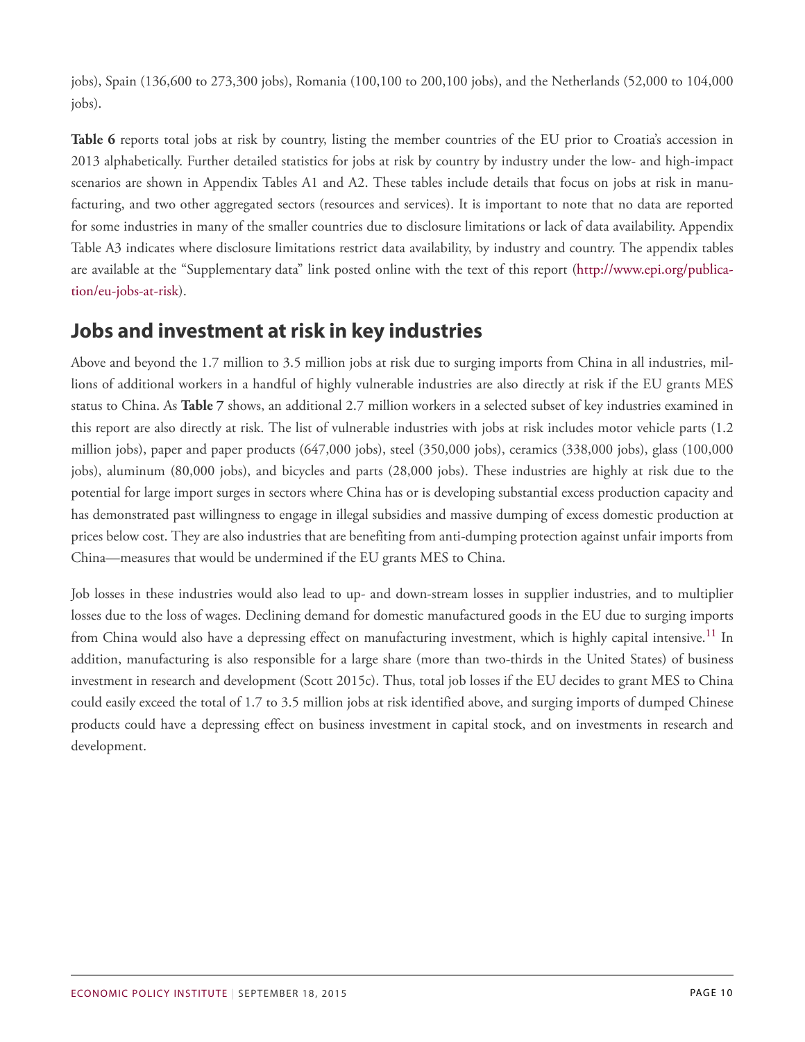jobs), Spain (136,600 to 273,300 jobs), Romania (100,100 to 200,100 jobs), and the Netherlands (52,000 to 104,000 jobs).

**Table 6** reports total jobs at risk by country, listing the member countries of the EU prior to Croatia's accession in 2013 alphabetically. Further detailed statistics for jobs at risk by country by industry under the low- and high-impact scenarios are shown in Appendix Tables A1 and A2. These tables include details that focus on jobs at risk in manufacturing, and two other aggregated sectors (resources and services). It is important to note that no data are reported for some industries in many of the smaller countries due to disclosure limitations or lack of data availability. Appendix Table A3 indicates where disclosure limitations restrict data availability, by industry and country. The appendix tables are available at the "Supplementary data" link posted online with the text of this report (http://www.epi.org/publication/eu-jobs-at-risk).

## Jobs and investment at risk in key industries

Above and beyond the 1.7 million to 3.5 million jobs at risk due to surging imports from China in all industries, millions of additional workers in a handful of highly vulnerable industries are also directly at risk if the EU grants MES status to China. As **Table 7** shows, an additional 2.7 million workers in a selected subset of key industries examined in this report are also directly at risk. The list of vulnerable industries with jobs at risk includes motor vehicle parts (1.2 million jobs), paper and paper products (647,000 jobs), steel (350,000 jobs), ceramics (338,000 jobs), glass (100,000 jobs), aluminum (80,000 jobs), and bicycles and parts (28,000 jobs). These industries are highly at risk due to the potential for large import surges in sectors where China has or is developing substantial excess production capacity and has demonstrated past willingness to engage in illegal subsidies and massive dumping of excess domestic production at prices below cost. They are also industries that are benefiting from anti-dumping protection against unfair imports from China—measures that would be undermined if the EU grants MES to China.

Job losses in these industries would also lead to up- and down-stream losses in supplier industries, and to multiplier losses due to the loss of wages. Declining demand for domestic manufactured goods in the EU due to surging imports from China would also have a depressing effect on manufacturing investment, which is highly capital intensive.[11] In addition, manufacturing is also responsible for a large share (more than two-thirds in the United States) of business investment in research and development (Scott 2015c). Thus, total job losses if the EU decides to grant MES to China could easily exceed the total of 1.7 to 3.5 million jobs at risk identified above, and surging imports of dumped Chinese products could have a depressing effect on business investment in capital stock, and on investments in research and development.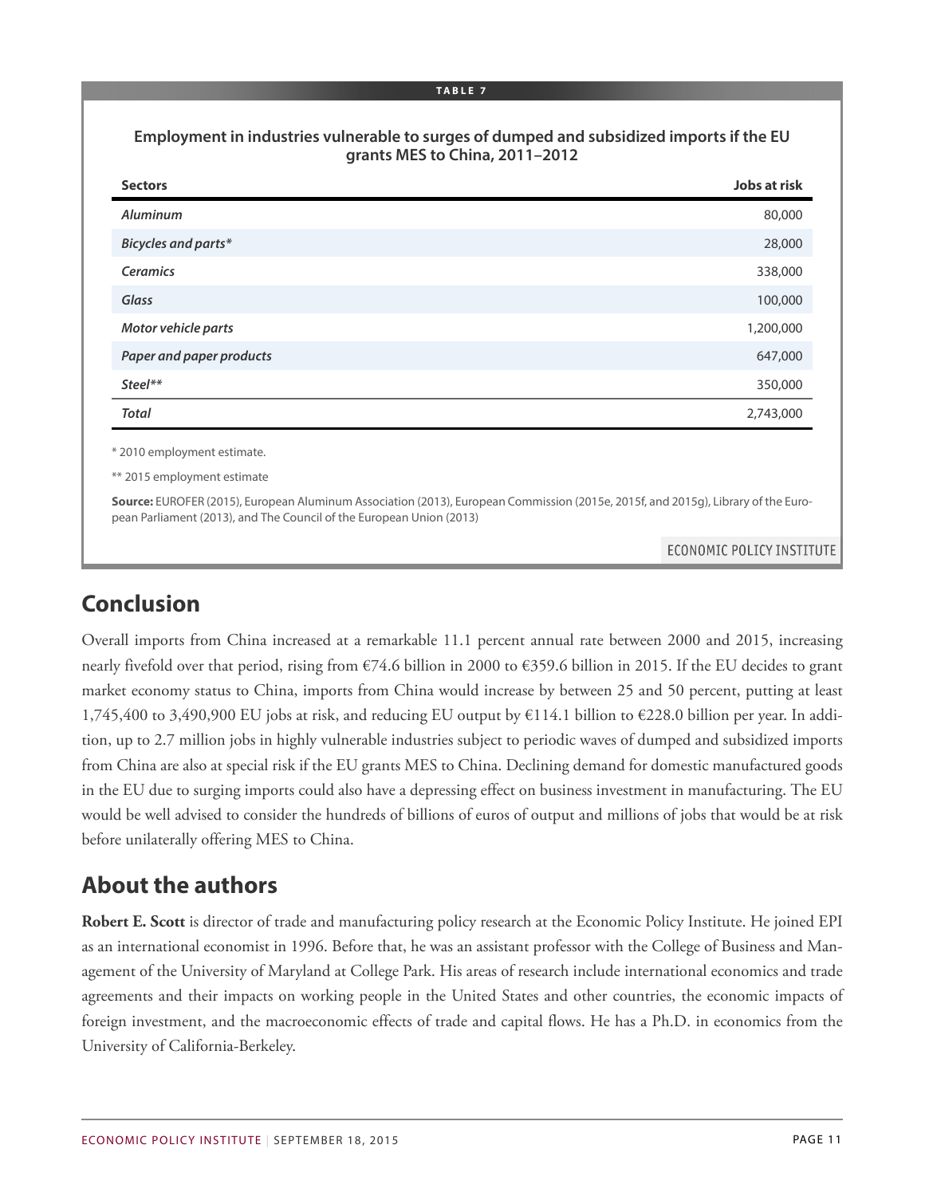**TABLE 7**

**Employment in industries vulnerable to surges of dumped and subsidized imports if the EU grants MES to China, 2011–2012**

| Sectors | Jobs at risk |
|---|---|
| *Aluminum* | 80,000 |
| *Bicycles and parts** | 28,000 |
| *Ceramics* | 338,000 |
| *Glass* | 100,000 |
| *Motor vehicle parts* | 1,200,000 |
| *Paper and paper products* | 647,000 |
| *Steel*** | 350,000 |
| *Total* | 2,743,000 |

* 2010 employment estimate.

** 2015 employment estimate

**Source:** EUROFER (2015), European Aluminum Association (2013), European Commission (2015e, 2015f, and 2015g), Library of the European Parliament (2013), and The Council of the European Union (2013)

ECONOMIC POLICY INSTITUTE

## Conclusion

Overall imports from China increased at a remarkable 11.1 percent annual rate between 2000 and 2015, increasing nearly fivefold over that period, rising from €74.6 billion in 2000 to €359.6 billion in 2015. If the EU decides to grant market economy status to China, imports from China would increase by between 25 and 50 percent, putting at least 1,745,400 to 3,490,900 EU jobs at risk, and reducing EU output by €114.1 billion to €228.0 billion per year. In addition, up to 2.7 million jobs in highly vulnerable industries subject to periodic waves of dumped and subsidized imports from China are also at special risk if the EU grants MES to China. Declining demand for domestic manufactured goods in the EU due to surging imports could also have a depressing effect on business investment in manufacturing. The EU would be well advised to consider the hundreds of billions of euros of output and millions of jobs that would be at risk before unilaterally offering MES to China.

## About the authors

**Robert E. Scott** is director of trade and manufacturing policy research at the Economic Policy Institute. He joined EPI as an international economist in 1996. Before that, he was an assistant professor with the College of Business and Management of the University of Maryland at College Park. His areas of research include international economics and trade agreements and their impacts on working people in the United States and other countries, the economic impacts of foreign investment, and the macroeconomic effects of trade and capital flows. He has a Ph.D. in economics from the University of California-Berkeley.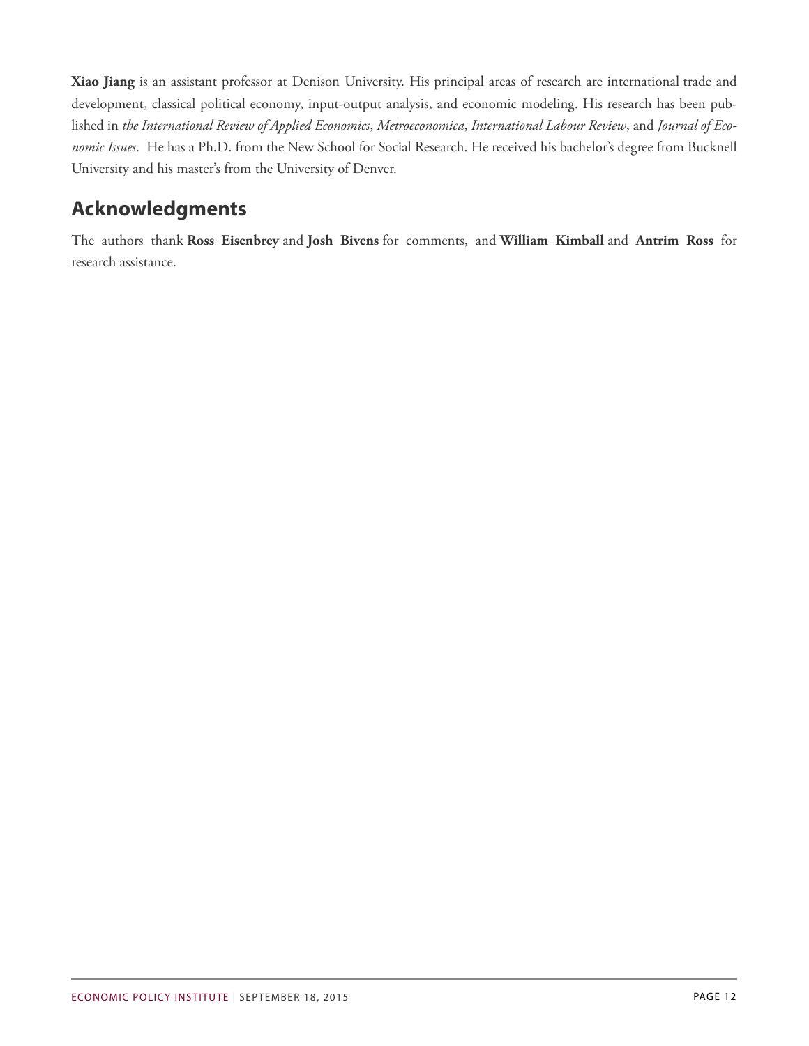**Xiao Jiang** is an assistant professor at Denison University. His principal areas of research are international trade and development, classical political economy, input-output analysis, and economic modeling. His research has been published in *the International Review of Applied Economics*, *Metroeconomica*, *International Labour Review*, and *Journal of Economic Issues*. He has a Ph.D. from the New School for Social Research. He received his bachelor's degree from Bucknell University and his master's from the University of Denver.

## Acknowledgments

The authors thank **Ross Eisenbrey** and **Josh Bivens** for comments, and **William Kimball** and **Antrim Ross** for research assistance.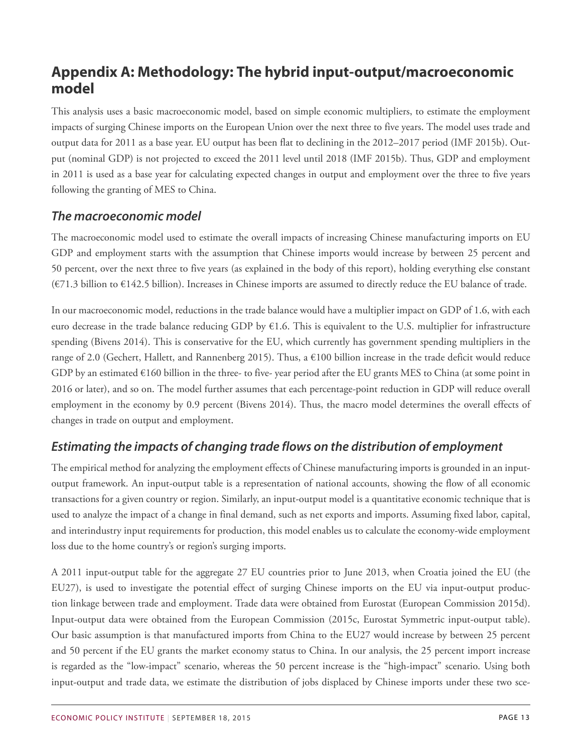## Appendix A: Methodology: The hybrid input-output/macroeconomic model

This analysis uses a basic macroeconomic model, based on simple economic multipliers, to estimate the employment impacts of surging Chinese imports on the European Union over the next three to five years. The model uses trade and output data for 2011 as a base year. EU output has been flat to declining in the 2012–2017 period (IMF 2015b). Output (nominal GDP) is not projected to exceed the 2011 level until 2018 (IMF 2015b). Thus, GDP and employment in 2011 is used as a base year for calculating expected changes in output and employment over the three to five years following the granting of MES to China.

### *The macroeconomic model*

The macroeconomic model used to estimate the overall impacts of increasing Chinese manufacturing imports on EU GDP and employment starts with the assumption that Chinese imports would increase by between 25 percent and 50 percent, over the next three to five years (as explained in the body of this report), holding everything else constant (€71.3 billion to €142.5 billion). Increases in Chinese imports are assumed to directly reduce the EU balance of trade.

In our macroeconomic model, reductions in the trade balance would have a multiplier impact on GDP of 1.6, with each euro decrease in the trade balance reducing GDP by €1.6. This is equivalent to the U.S. multiplier for infrastructure spending (Bivens 2014). This is conservative for the EU, which currently has government spending multipliers in the range of 2.0 (Gechert, Hallett, and Rannenberg 2015). Thus, a €100 billion increase in the trade deficit would reduce GDP by an estimated €160 billion in the three- to five- year period after the EU grants MES to China (at some point in 2016 or later), and so on. The model further assumes that each percentage-point reduction in GDP will reduce overall employment in the economy by 0.9 percent (Bivens 2014). Thus, the macro model determines the overall effects of changes in trade on output and employment.

### *Estimating the impacts of changing trade flows on the distribution of employment*

The empirical method for analyzing the employment effects of Chinese manufacturing imports is grounded in an input-output framework. An input-output table is a representation of national accounts, showing the flow of all economic transactions for a given country or region. Similarly, an input-output model is a quantitative economic technique that is used to analyze the impact of a change in final demand, such as net exports and imports. Assuming fixed labor, capital, and interindustry input requirements for production, this model enables us to calculate the economy-wide employment loss due to the home country's or region's surging imports.

A 2011 input-output table for the aggregate 27 EU countries prior to June 2013, when Croatia joined the EU (the EU27), is used to investigate the potential effect of surging Chinese imports on the EU via input-output production linkage between trade and employment. Trade data were obtained from Eurostat (European Commission 2015d). Input-output data were obtained from the European Commission (2015c, Eurostat Symmetric input-output table). Our basic assumption is that manufactured imports from China to the EU27 would increase by between 25 percent and 50 percent if the EU grants the market economy status to China. In our analysis, the 25 percent import increase is regarded as the "low-impact" scenario, whereas the 50 percent increase is the "high-impact" scenario. Using both input-output and trade data, we estimate the distribution of jobs displaced by Chinese imports under these two sce-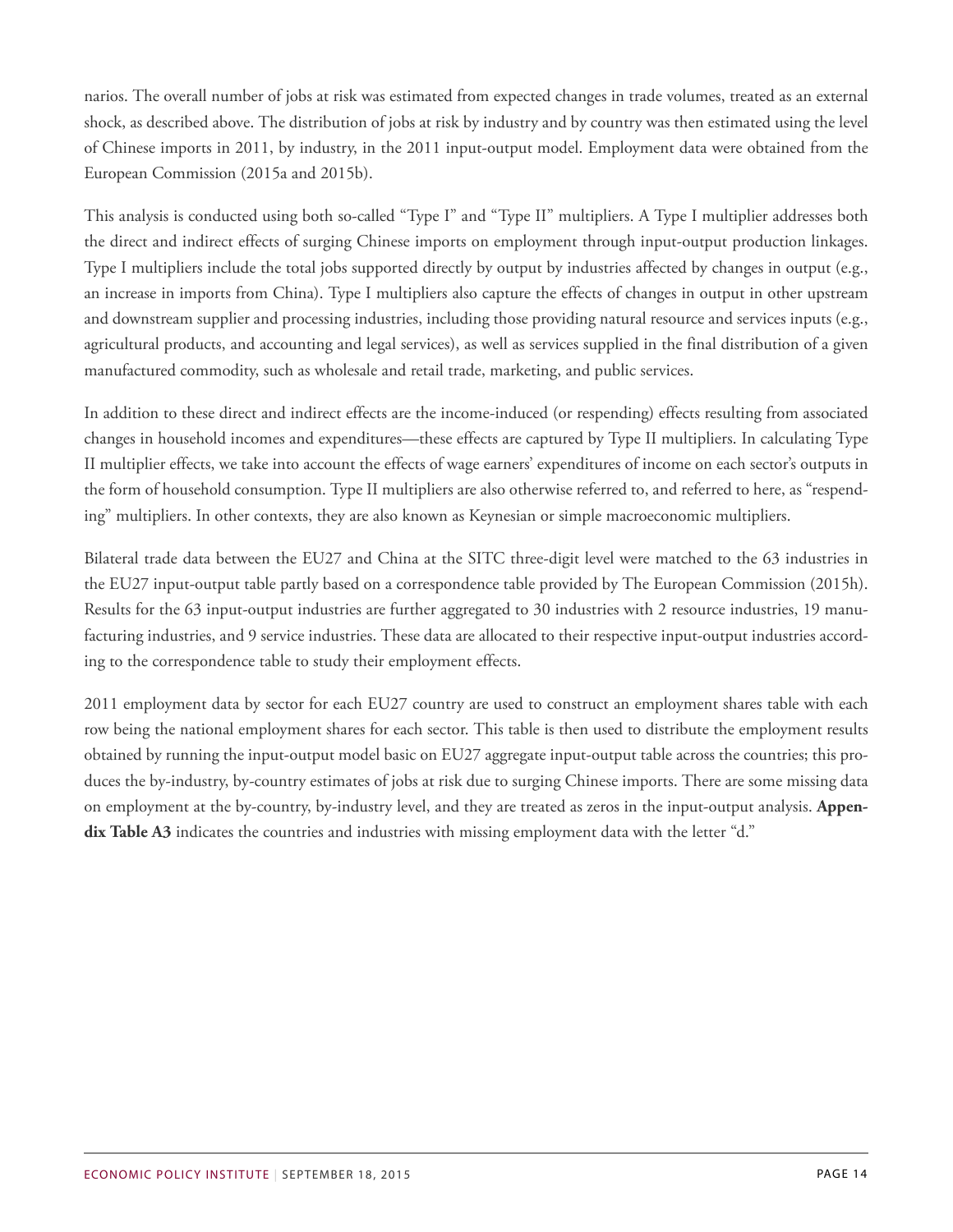narios. The overall number of jobs at risk was estimated from expected changes in trade volumes, treated as an external shock, as described above. The distribution of jobs at risk by industry and by country was then estimated using the level of Chinese imports in 2011, by industry, in the 2011 input-output model. Employment data were obtained from the European Commission (2015a and 2015b).

This analysis is conducted using both so-called "Type I" and "Type II" multipliers. A Type I multiplier addresses both the direct and indirect effects of surging Chinese imports on employment through input-output production linkages. Type I multipliers include the total jobs supported directly by output by industries affected by changes in output (e.g., an increase in imports from China). Type I multipliers also capture the effects of changes in output in other upstream and downstream supplier and processing industries, including those providing natural resource and services inputs (e.g., agricultural products, and accounting and legal services), as well as services supplied in the final distribution of a given manufactured commodity, such as wholesale and retail trade, marketing, and public services.

In addition to these direct and indirect effects are the income-induced (or respending) effects resulting from associated changes in household incomes and expenditures—these effects are captured by Type II multipliers. In calculating Type II multiplier effects, we take into account the effects of wage earners' expenditures of income on each sector's outputs in the form of household consumption. Type II multipliers are also otherwise referred to, and referred to here, as "respending" multipliers. In other contexts, they are also known as Keynesian or simple macroeconomic multipliers.

Bilateral trade data between the EU27 and China at the SITC three-digit level were matched to the 63 industries in the EU27 input-output table partly based on a correspondence table provided by The European Commission (2015h). Results for the 63 input-output industries are further aggregated to 30 industries with 2 resource industries, 19 manufacturing industries, and 9 service industries. These data are allocated to their respective input-output industries according to the correspondence table to study their employment effects.

2011 employment data by sector for each EU27 country are used to construct an employment shares table with each row being the national employment shares for each sector. This table is then used to distribute the employment results obtained by running the input-output model basic on EU27 aggregate input-output table across the countries; this produces the by-industry, by-country estimates of jobs at risk due to surging Chinese imports. There are some missing data on employment at the by-country, by-industry level, and they are treated as zeros in the input-output analysis. **Appendix Table A3** indicates the countries and industries with missing employment data with the letter "d."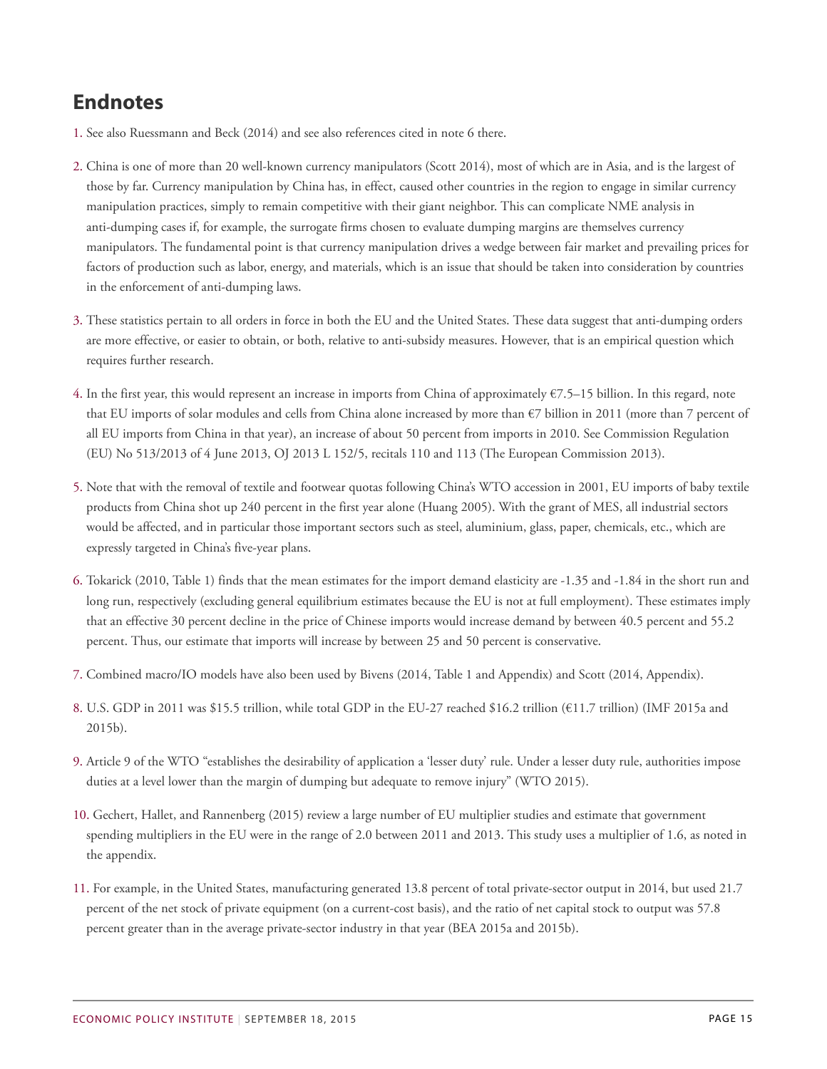## Endnotes

1. See also Ruessmann and Beck (2014) and see also references cited in note 6 there.

2. China is one of more than 20 well-known currency manipulators (Scott 2014), most of which are in Asia, and is the largest of those by far. Currency manipulation by China has, in effect, caused other countries in the region to engage in similar currency manipulation practices, simply to remain competitive with their giant neighbor. This can complicate NME analysis in anti-dumping cases if, for example, the surrogate firms chosen to evaluate dumping margins are themselves currency manipulators. The fundamental point is that currency manipulation drives a wedge between fair market and prevailing prices for factors of production such as labor, energy, and materials, which is an issue that should be taken into consideration by countries in the enforcement of anti-dumping laws.

3. These statistics pertain to all orders in force in both the EU and the United States. These data suggest that anti-dumping orders are more effective, or easier to obtain, or both, relative to anti-subsidy measures. However, that is an empirical question which requires further research.

4. In the first year, this would represent an increase in imports from China of approximately €7.5–15 billion. In this regard, note that EU imports of solar modules and cells from China alone increased by more than €7 billion in 2011 (more than 7 percent of all EU imports from China in that year), an increase of about 50 percent from imports in 2010. See Commission Regulation (EU) No 513/2013 of 4 June 2013, OJ 2013 L 152/5, recitals 110 and 113 (The European Commission 2013).

5. Note that with the removal of textile and footwear quotas following China's WTO accession in 2001, EU imports of baby textile products from China shot up 240 percent in the first year alone (Huang 2005). With the grant of MES, all industrial sectors would be affected, and in particular those important sectors such as steel, aluminium, glass, paper, chemicals, etc., which are expressly targeted in China's five-year plans.

6. Tokarick (2010, Table 1) finds that the mean estimates for the import demand elasticity are -1.35 and -1.84 in the short run and long run, respectively (excluding general equilibrium estimates because the EU is not at full employment). These estimates imply that an effective 30 percent decline in the price of Chinese imports would increase demand by between 40.5 percent and 55.2 percent. Thus, our estimate that imports will increase by between 25 and 50 percent is conservative.

7. Combined macro/IO models have also been used by Bivens (2014, Table 1 and Appendix) and Scott (2014, Appendix).

8. U.S. GDP in 2011 was $15.5 trillion, while total GDP in the EU-27 reached $16.2 trillion (€11.7 trillion) (IMF 2015a and 2015b).

9. Article 9 of the WTO "establishes the desirability of application a 'lesser duty' rule. Under a lesser duty rule, authorities impose duties at a level lower than the margin of dumping but adequate to remove injury" (WTO 2015).

10. Gechert, Hallet, and Rannenberg (2015) review a large number of EU multiplier studies and estimate that government spending multipliers in the EU were in the range of 2.0 between 2011 and 2013. This study uses a multiplier of 1.6, as noted in the appendix.

11. For example, in the United States, manufacturing generated 13.8 percent of total private-sector output in 2014, but used 21.7 percent of the net stock of private equipment (on a current-cost basis), and the ratio of net capital stock to output was 57.8 percent greater than in the average private-sector industry in that year (BEA 2015a and 2015b).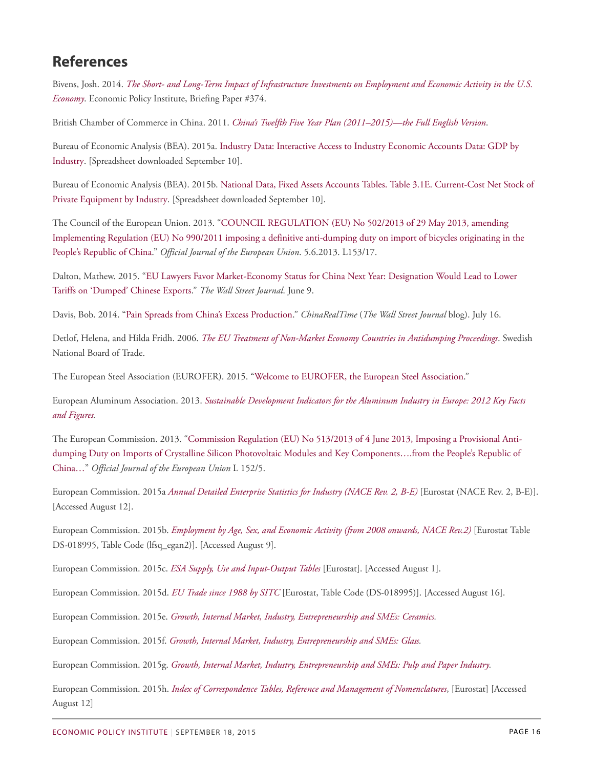## References

Bivens, Josh. 2014. *The Short- and Long-Term Impact of Infrastructure Investments on Employment and Economic Activity in the U.S. Economy*. Economic Policy Institute, Briefing Paper #374.

British Chamber of Commerce in China. 2011. *China's Twelfth Five Year Plan (2011–2015)—the Full English Version*.

Bureau of Economic Analysis (BEA). 2015a. Industry Data: Interactive Access to Industry Economic Accounts Data: GDP by Industry. [Spreadsheet downloaded September 10].

Bureau of Economic Analysis (BEA). 2015b. National Data, Fixed Assets Accounts Tables. Table 3.1E. Current-Cost Net Stock of Private Equipment by Industry. [Spreadsheet downloaded September 10].

The Council of the European Union. 2013. "COUNCIL REGULATION (EU) No 502/2013 of 29 May 2013, amending Implementing Regulation (EU) No 990/2011 imposing a definitive anti-dumping duty on import of bicycles originating in the People's Republic of China." *Official Journal of the European Union*. 5.6.2013. L153/17.

Dalton, Mathew. 2015. "EU Lawyers Favor Market-Economy Status for China Next Year: Designation Would Lead to Lower Tariffs on 'Dumped' Chinese Exports." *The Wall Street Journal*. June 9.

Davis, Bob. 2014. "Pain Spreads from China's Excess Production." *ChinaRealTime* (*The Wall Street Journal* blog). July 16.

Detlof, Helena, and Hilda Fridh. 2006. *The EU Treatment of Non-Market Economy Countries in Antidumping Proceedings*. Swedish National Board of Trade.

The European Steel Association (EUROFER). 2015. "Welcome to EUROFER, the European Steel Association."

European Aluminum Association. 2013. *Sustainable Development Indicators for the Aluminum Industry in Europe: 2012 Key Facts and Figures.*

The European Commission. 2013. "Commission Regulation (EU) No 513/2013 of 4 June 2013, Imposing a Provisional Anti-dumping Duty on Imports of Crystalline Silicon Photovoltaic Modules and Key Components….from the People's Republic of China…" *Official Journal of the European Union* L 152/5.

European Commission. 2015a *Annual Detailed Enterprise Statistics for Industry (NACE Rev. 2, B-E)* [Eurostat (NACE Rev. 2, B-E)]. [Accessed August 12].

European Commission. 2015b. *Employment by Age, Sex, and Economic Activity (from 2008 onwards, NACE Rev.2)* [Eurostat Table DS-018995, Table Code (lfsq_egan2)]. [Accessed August 9].

European Commission. 2015c. *ESA Supply, Use and Input-Output Tables* [Eurostat]. [Accessed August 1].

European Commission. 2015d. *EU Trade since 1988 by SITC* [Eurostat, Table Code (DS-018995)]. [Accessed August 16].

European Commission. 2015e. *Growth, Internal Market, Industry, Entrepreneurship and SMEs: Ceramics.*

European Commission. 2015f. *Growth, Internal Market, Industry, Entrepreneurship and SMEs: Glass.*

European Commission. 2015g. *Growth, Internal Market, Industry, Entrepreneurship and SMEs: Pulp and Paper Industry.*

European Commission. 2015h. *Index of Correspondence Tables, Reference and Management of Nomenclatures*, [Eurostat] [Accessed August 12]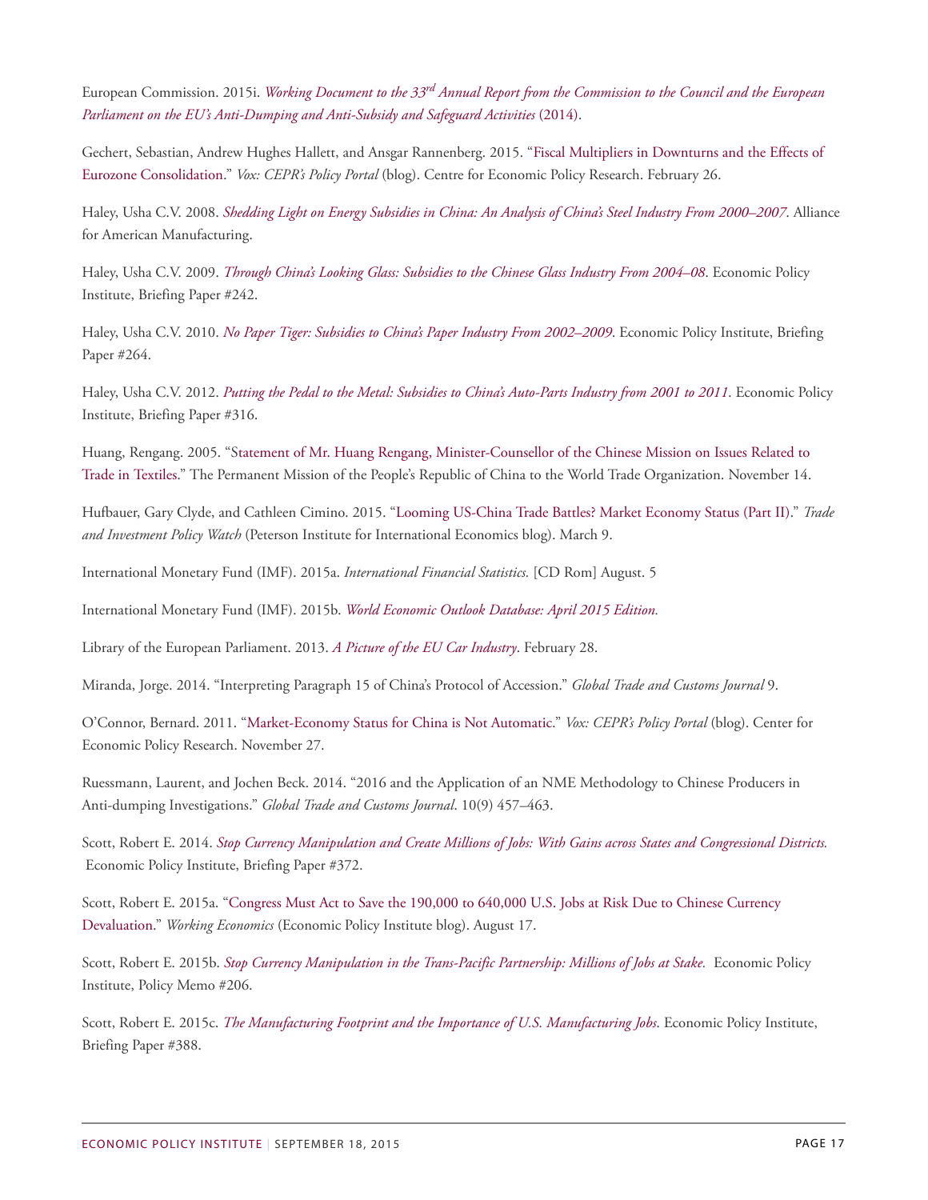European Commission. 2015i. *Working Document to the 33rd Annual Report from the Commission to the Council and the European Parliament on the EU's Anti-Dumping and Anti-Subsidy and Safeguard Activities* (2014).

Gechert, Sebastian, Andrew Hughes Hallett, and Ansgar Rannenberg. 2015. "Fiscal Multipliers in Downturns and the Effects of Eurozone Consolidation." *Vox: CEPR's Policy Portal* (blog). Centre for Economic Policy Research. February 26.

Haley, Usha C.V. 2008. *Shedding Light on Energy Subsidies in China: An Analysis of China's Steel Industry From 2000–2007*. Alliance for American Manufacturing.

Haley, Usha C.V. 2009. *Through China's Looking Glass: Subsidies to the Chinese Glass Industry From 2004–08*. Economic Policy Institute, Briefing Paper #242.

Haley, Usha C.V. 2010. *No Paper Tiger: Subsidies to China's Paper Industry From 2002–2009*. Economic Policy Institute, Briefing Paper #264.

Haley, Usha C.V. 2012. *Putting the Pedal to the Metal: Subsidies to China's Auto-Parts Industry from 2001 to 2011*. Economic Policy Institute, Briefing Paper #316.

Huang, Rengang. 2005. "Statement of Mr. Huang Rengang, Minister-Counsellor of the Chinese Mission on Issues Related to Trade in Textiles." The Permanent Mission of the People's Republic of China to the World Trade Organization. November 14.

Hufbauer, Gary Clyde, and Cathleen Cimino. 2015. "Looming US-China Trade Battles? Market Economy Status (Part II)." *Trade and Investment Policy Watch* (Peterson Institute for International Economics blog). March 9.

International Monetary Fund (IMF). 2015a. *International Financial Statistics.* [CD Rom] August. 5

International Monetary Fund (IMF). 2015b. *World Economic Outlook Database: April 2015 Edition.*

Library of the European Parliament. 2013. *A Picture of the EU Car Industry*. February 28.

Miranda, Jorge. 2014. "Interpreting Paragraph 15 of China's Protocol of Accession." *Global Trade and Customs Journal* 9.

O'Connor, Bernard. 2011. "Market-Economy Status for China is Not Automatic." *Vox: CEPR's Policy Portal* (blog). Center for Economic Policy Research. November 27.

Ruessmann, Laurent, and Jochen Beck. 2014. "2016 and the Application of an NME Methodology to Chinese Producers in Anti-dumping Investigations." *Global Trade and Customs Journal*. 10(9) 457–463.

Scott, Robert E. 2014. *Stop Currency Manipulation and Create Millions of Jobs: With Gains across States and Congressional Districts.* Economic Policy Institute, Briefing Paper #372.

Scott, Robert E. 2015a. "Congress Must Act to Save the 190,000 to 640,000 U.S. Jobs at Risk Due to Chinese Currency Devaluation." *Working Economics* (Economic Policy Institute blog). August 17.

Scott, Robert E. 2015b. *Stop Currency Manipulation in the Trans-Pacific Partnership: Millions of Jobs at Stake.* Economic Policy Institute, Policy Memo #206.

Scott, Robert E. 2015c. *The Manufacturing Footprint and the Importance of U.S. Manufacturing Jobs.* Economic Policy Institute, Briefing Paper #388.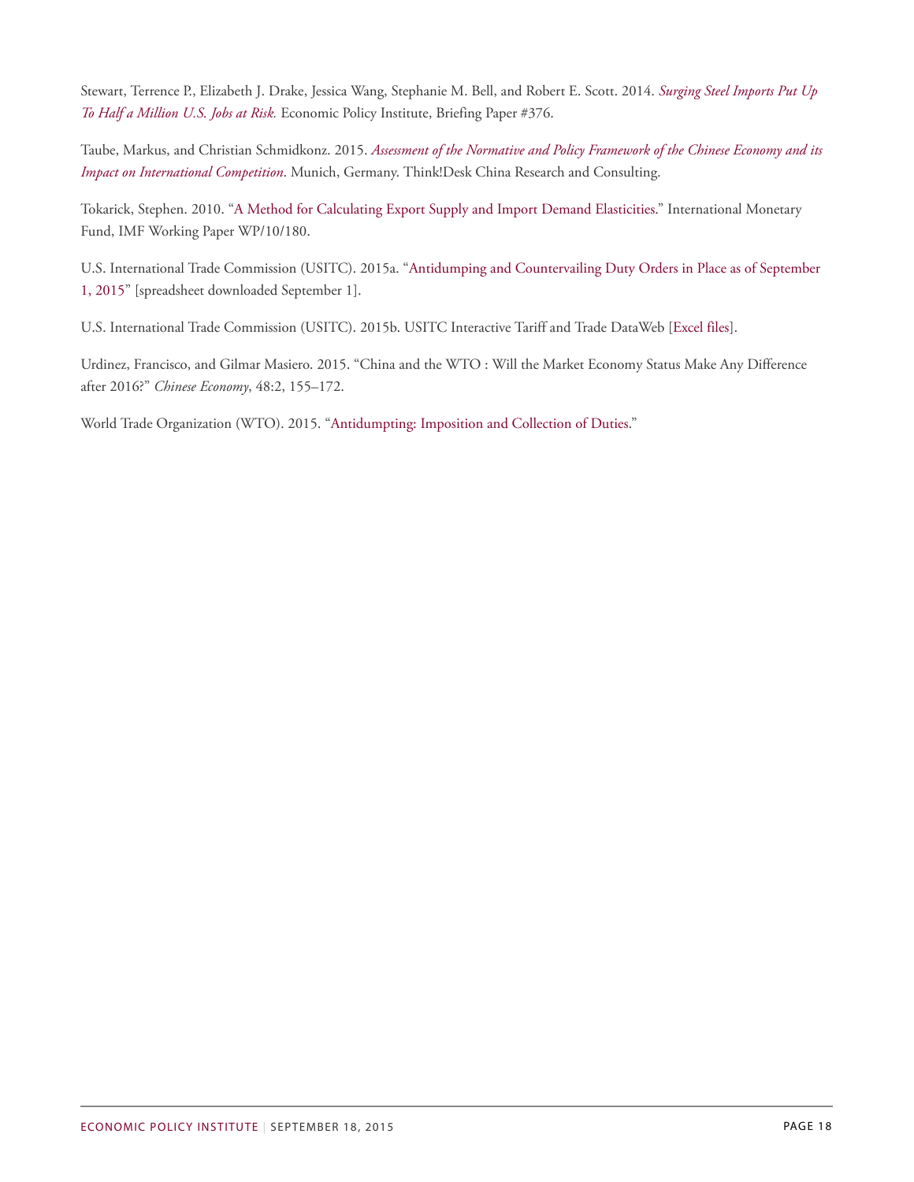Stewart, Terrence P., Elizabeth J. Drake, Jessica Wang, Stephanie M. Bell, and Robert E. Scott. 2014. *Surging Steel Imports Put Up To Half a Million U.S. Jobs at Risk.* Economic Policy Institute, Briefing Paper #376.

Taube, Markus, and Christian Schmidkonz. 2015. *Assessment of the Normative and Policy Framework of the Chinese Economy and its Impact on International Competition*. Munich, Germany. Think!Desk China Research and Consulting.

Tokarick, Stephen. 2010. "A Method for Calculating Export Supply and Import Demand Elasticities." International Monetary Fund, IMF Working Paper WP/10/180.

U.S. International Trade Commission (USITC). 2015a. "Antidumping and Countervailing Duty Orders in Place as of September 1, 2015" [spreadsheet downloaded September 1].

U.S. International Trade Commission (USITC). 2015b. USITC Interactive Tariff and Trade DataWeb [Excel files].

Urdinez, Francisco, and Gilmar Masiero. 2015. "China and the WTO : Will the Market Economy Status Make Any Difference after 2016?" *Chinese Economy*, 48:2, 155–172.

World Trade Organization (WTO). 2015. "Antidumpting: Imposition and Collection of Duties."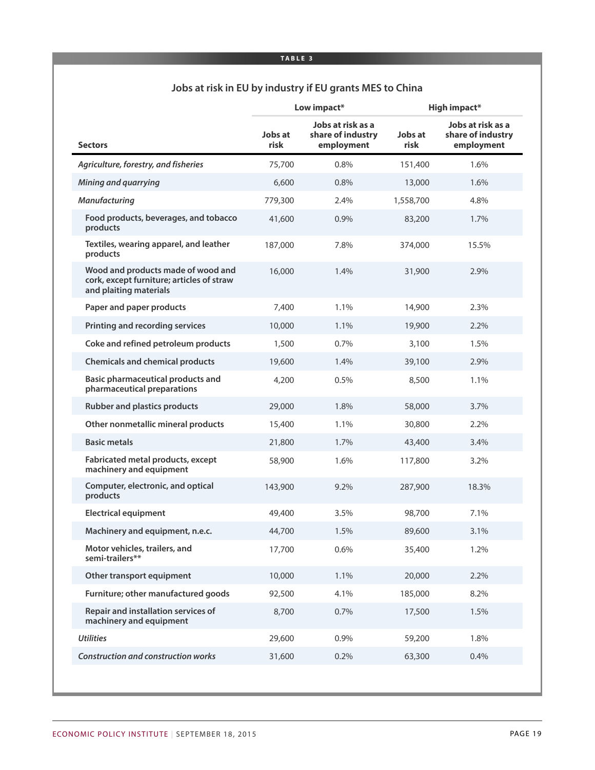**TABLE 3**

## Jobs at risk in EU by industry if EU grants MES to China

| Sectors | Low impact* | | High impact* | |
|---|---|---|---|---|
| | Jobs at risk | Jobs at risk as a share of industry employment | Jobs at risk | Jobs at risk as a share of industry employment |
| *Agriculture, forestry, and fisheries* | 75,700 | 0.8% | 151,400 | 1.6% |
| *Mining and quarrying* | 6,600 | 0.8% | 13,000 | 1.6% |
| *Manufacturing* | 779,300 | 2.4% | 1,558,700 | 4.8% |
| Food products, beverages, and tobacco products | 41,600 | 0.9% | 83,200 | 1.7% |
| Textiles, wearing apparel, and leather products | 187,000 | 7.8% | 374,000 | 15.5% |
| Wood and products made of wood and cork, except furniture; articles of straw and plaiting materials | 16,000 | 1.4% | 31,900 | 2.9% |
| Paper and paper products | 7,400 | 1.1% | 14,900 | 2.3% |
| Printing and recording services | 10,000 | 1.1% | 19,900 | 2.2% |
| Coke and refined petroleum products | 1,500 | 0.7% | 3,100 | 1.5% |
| Chemicals and chemical products | 19,600 | 1.4% | 39,100 | 2.9% |
| Basic pharmaceutical products and pharmaceutical preparations | 4,200 | 0.5% | 8,500 | 1.1% |
| Rubber and plastics products | 29,000 | 1.8% | 58,000 | 3.7% |
| Other nonmetallic mineral products | 15,400 | 1.1% | 30,800 | 2.2% |
| Basic metals | 21,800 | 1.7% | 43,400 | 3.4% |
| Fabricated metal products, except machinery and equipment | 58,900 | 1.6% | 117,800 | 3.2% |
| Computer, electronic, and optical products | 143,900 | 9.2% | 287,900 | 18.3% |
| Electrical equipment | 49,400 | 3.5% | 98,700 | 7.1% |
| Machinery and equipment, n.e.c. | 44,700 | 1.5% | 89,600 | 3.1% |
| Motor vehicles, trailers, and semi-trailers** | 17,700 | 0.6% | 35,400 | 1.2% |
| Other transport equipment | 10,000 | 1.1% | 20,000 | 2.2% |
| Furniture; other manufactured goods | 92,500 | 4.1% | 185,000 | 8.2% |
| Repair and installation services of machinery and equipment | 8,700 | 0.7% | 17,500 | 1.5% |
| *Utilities* | 29,600 | 0.9% | 59,200 | 1.8% |
| *Construction and construction works* | 31,600 | 0.2% | 63,300 | 0.4% |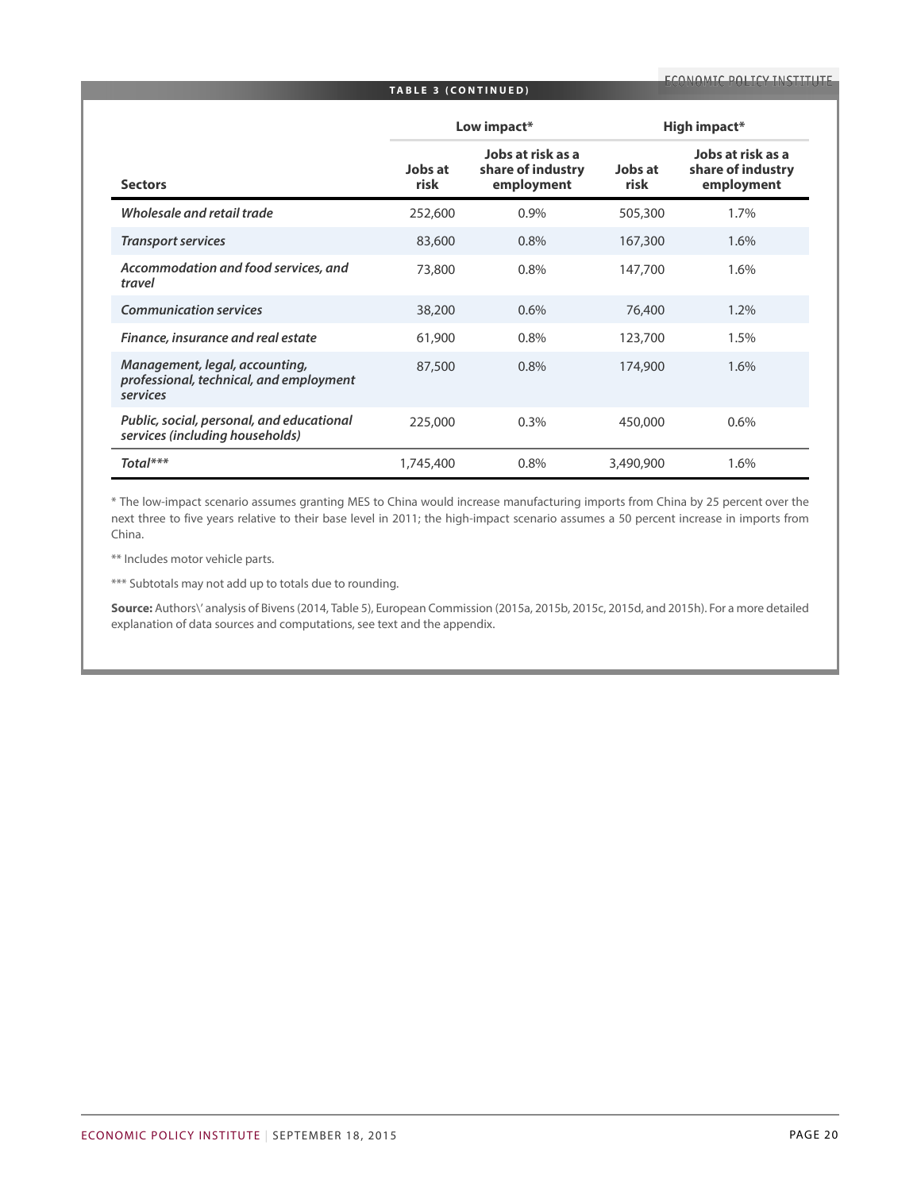**TABLE 3 (CONTINUED)**

| Sectors | Low impact* | | High impact* | |
|---|---|---|---|---|
| | Jobs at risk | Jobs at risk as a share of industry employment | Jobs at risk | Jobs at risk as a share of industry employment |
| *Wholesale and retail trade* | 252,600 | 0.9% | 505,300 | 1.7% |
| *Transport services* | 83,600 | 0.8% | 167,300 | 1.6% |
| *Accommodation and food services, and travel* | 73,800 | 0.8% | 147,700 | 1.6% |
| *Communication services* | 38,200 | 0.6% | 76,400 | 1.2% |
| *Finance, insurance and real estate* | 61,900 | 0.8% | 123,700 | 1.5% |
| *Management, legal, accounting, professional, technical, and employment services* | 87,500 | 0.8% | 174,900 | 1.6% |
| *Public, social, personal, and educational services (including households)* | 225,000 | 0.3% | 450,000 | 0.6% |
| *Total**** | 1,745,400 | 0.8% | 3,490,900 | 1.6% |

* The low-impact scenario assumes granting MES to China would increase manufacturing imports from China by 25 percent over the next three to five years relative to their base level in 2011; the high-impact scenario assumes a 50 percent increase in imports from China.

** Includes motor vehicle parts.

*** Subtotals may not add up to totals due to rounding.

**Source:** Authors' analysis of Bivens (2014, Table 5), European Commission (2015a, 2015b, 2015c, 2015d, and 2015h). For a more detailed explanation of data sources and computations, see text and the appendix.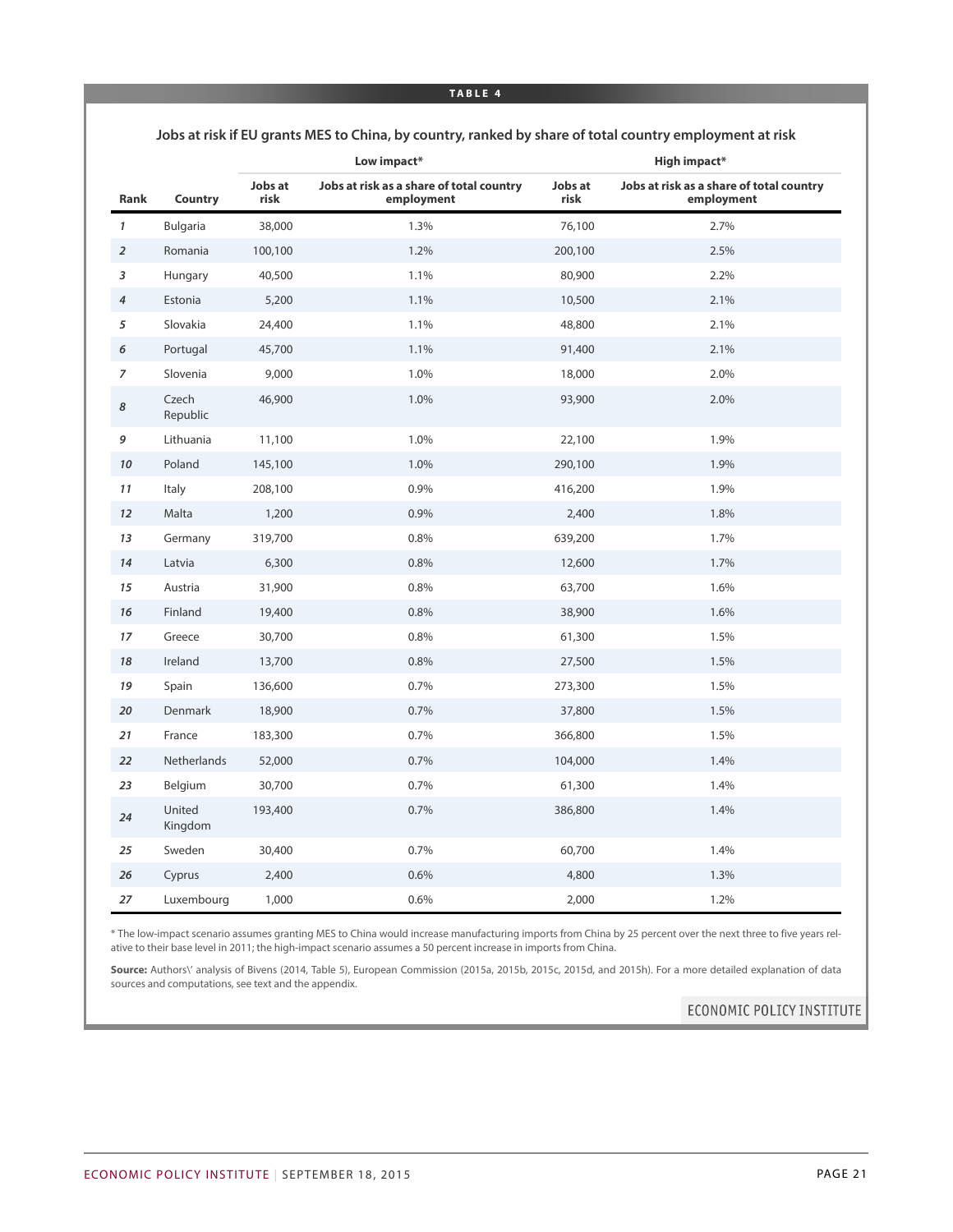**TABLE 4**

**Jobs at risk if EU grants MES to China, by country, ranked by share of total country employment at risk**

| | | Low impact* | | High impact* | |
|---|---|---|---|---|---|
| **Rank** | **Country** | **Jobs at risk** | **Jobs at risk as a share of total country employment** | **Jobs at risk** | **Jobs at risk as a share of total country employment** |
| *1* | Bulgaria | 38,000 | 1.3% | 76,100 | 2.7% |
| *2* | Romania | 100,100 | 1.2% | 200,100 | 2.5% |
| *3* | Hungary | 40,500 | 1.1% | 80,900 | 2.2% |
| *4* | Estonia | 5,200 | 1.1% | 10,500 | 2.1% |
| *5* | Slovakia | 24,400 | 1.1% | 48,800 | 2.1% |
| *6* | Portugal | 45,700 | 1.1% | 91,400 | 2.1% |
| *7* | Slovenia | 9,000 | 1.0% | 18,000 | 2.0% |
| *8* | Czech Republic | 46,900 | 1.0% | 93,900 | 2.0% |
| *9* | Lithuania | 11,100 | 1.0% | 22,100 | 1.9% |
| *10* | Poland | 145,100 | 1.0% | 290,100 | 1.9% |
| *11* | Italy | 208,100 | 0.9% | 416,200 | 1.9% |
| *12* | Malta | 1,200 | 0.9% | 2,400 | 1.8% |
| *13* | Germany | 319,700 | 0.8% | 639,200 | 1.7% |
| *14* | Latvia | 6,300 | 0.8% | 12,600 | 1.7% |
| *15* | Austria | 31,900 | 0.8% | 63,700 | 1.6% |
| *16* | Finland | 19,400 | 0.8% | 38,900 | 1.6% |
| *17* | Greece | 30,700 | 0.8% | 61,300 | 1.5% |
| *18* | Ireland | 13,700 | 0.8% | 27,500 | 1.5% |
| *19* | Spain | 136,600 | 0.7% | 273,300 | 1.5% |
| *20* | Denmark | 18,900 | 0.7% | 37,800 | 1.5% |
| *21* | France | 183,300 | 0.7% | 366,800 | 1.5% |
| *22* | Netherlands | 52,000 | 0.7% | 104,000 | 1.4% |
| *23* | Belgium | 30,700 | 0.7% | 61,300 | 1.4% |
| *24* | United Kingdom | 193,400 | 0.7% | 386,800 | 1.4% |
| *25* | Sweden | 30,400 | 0.7% | 60,700 | 1.4% |
| *26* | Cyprus | 2,400 | 0.6% | 4,800 | 1.3% |
| *27* | Luxembourg | 1,000 | 0.6% | 2,000 | 1.2% |

* The low-impact scenario assumes granting MES to China would increase manufacturing imports from China by 25 percent over the next three to five years relative to their base level in 2011; the high-impact scenario assumes a 50 percent increase in imports from China.

**Source:** Authors\' analysis of Bivens (2014, Table 5), European Commission (2015a, 2015b, 2015c, 2015d, and 2015h). For a more detailed explanation of data sources and computations, see text and the appendix.

ECONOMIC POLICY INSTITUTE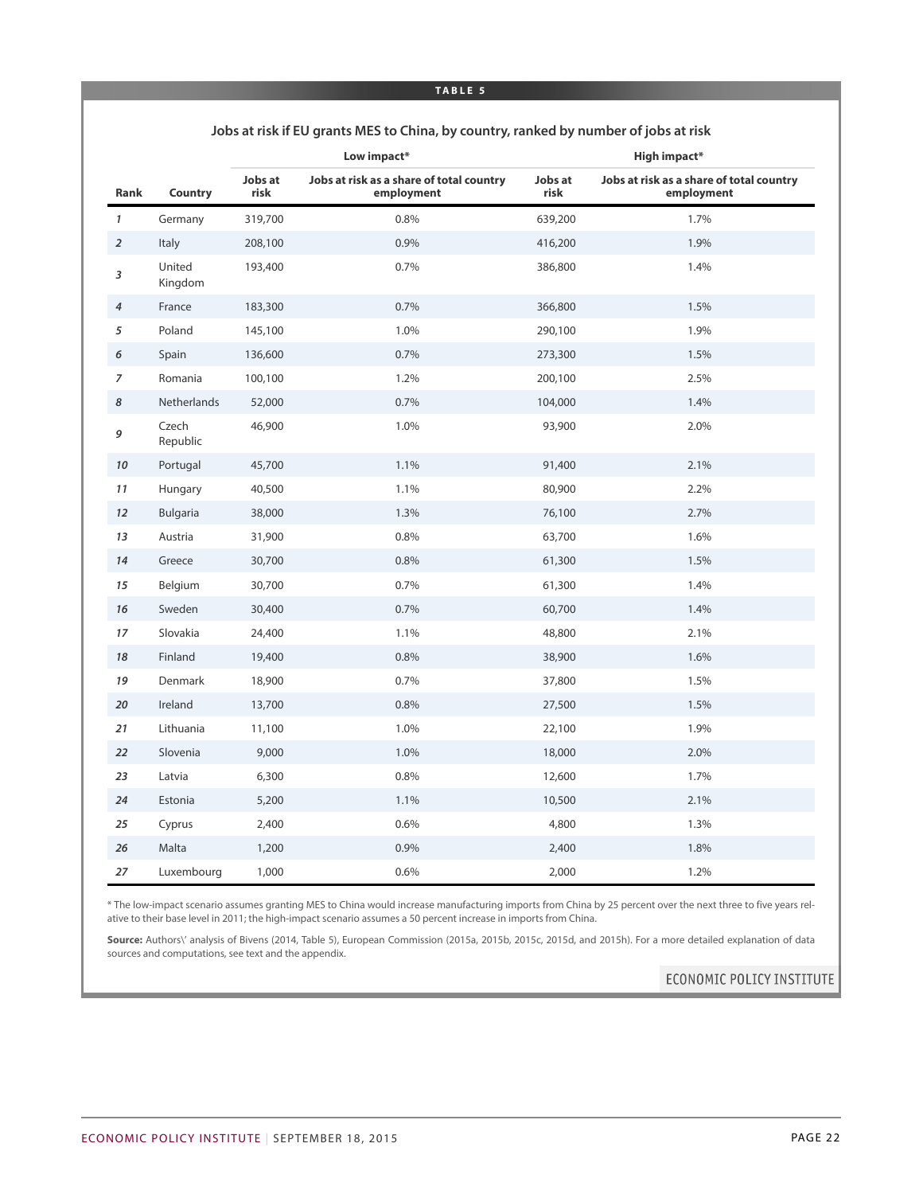**TABLE 5**

### Jobs at risk if EU grants MES to China, by country, ranked by number of jobs at risk

| | | Low impact* | | High impact* | |
|---|---|---|---|---|---|
| Rank | Country | Jobs at risk | Jobs at risk as a share of total country employment | Jobs at risk | Jobs at risk as a share of total country employment |
| *1* | Germany | 319,700 | 0.8% | 639,200 | 1.7% |
| *2* | Italy | 208,100 | 0.9% | 416,200 | 1.9% |
| *3* | United Kingdom | 193,400 | 0.7% | 386,800 | 1.4% |
| *4* | France | 183,300 | 0.7% | 366,800 | 1.5% |
| *5* | Poland | 145,100 | 1.0% | 290,100 | 1.9% |
| *6* | Spain | 136,600 | 0.7% | 273,300 | 1.5% |
| *7* | Romania | 100,100 | 1.2% | 200,100 | 2.5% |
| *8* | Netherlands | 52,000 | 0.7% | 104,000 | 1.4% |
| *9* | Czech Republic | 46,900 | 1.0% | 93,900 | 2.0% |
| *10* | Portugal | 45,700 | 1.1% | 91,400 | 2.1% |
| *11* | Hungary | 40,500 | 1.1% | 80,900 | 2.2% |
| *12* | Bulgaria | 38,000 | 1.3% | 76,100 | 2.7% |
| *13* | Austria | 31,900 | 0.8% | 63,700 | 1.6% |
| *14* | Greece | 30,700 | 0.8% | 61,300 | 1.5% |
| *15* | Belgium | 30,700 | 0.7% | 61,300 | 1.4% |
| *16* | Sweden | 30,400 | 0.7% | 60,700 | 1.4% |
| *17* | Slovakia | 24,400 | 1.1% | 48,800 | 2.1% |
| *18* | Finland | 19,400 | 0.8% | 38,900 | 1.6% |
| *19* | Denmark | 18,900 | 0.7% | 37,800 | 1.5% |
| *20* | Ireland | 13,700 | 0.8% | 27,500 | 1.5% |
| *21* | Lithuania | 11,100 | 1.0% | 22,100 | 1.9% |
| *22* | Slovenia | 9,000 | 1.0% | 18,000 | 2.0% |
| *23* | Latvia | 6,300 | 0.8% | 12,600 | 1.7% |
| *24* | Estonia | 5,200 | 1.1% | 10,500 | 2.1% |
| *25* | Cyprus | 2,400 | 0.6% | 4,800 | 1.3% |
| *26* | Malta | 1,200 | 0.9% | 2,400 | 1.8% |
| *27* | Luxembourg | 1,000 | 0.6% | 2,000 | 1.2% |

* The low-impact scenario assumes granting MES to China would increase manufacturing imports from China by 25 percent over the next three to five years relative to their base level in 2011; the high-impact scenario assumes a 50 percent increase in imports from China.

**Source:** Authors\' analysis of Bivens (2014, Table 5), European Commission (2015a, 2015b, 2015c, 2015d, and 2015h). For a more detailed explanation of data sources and computations, see text and the appendix.

ECONOMIC POLICY INSTITUTE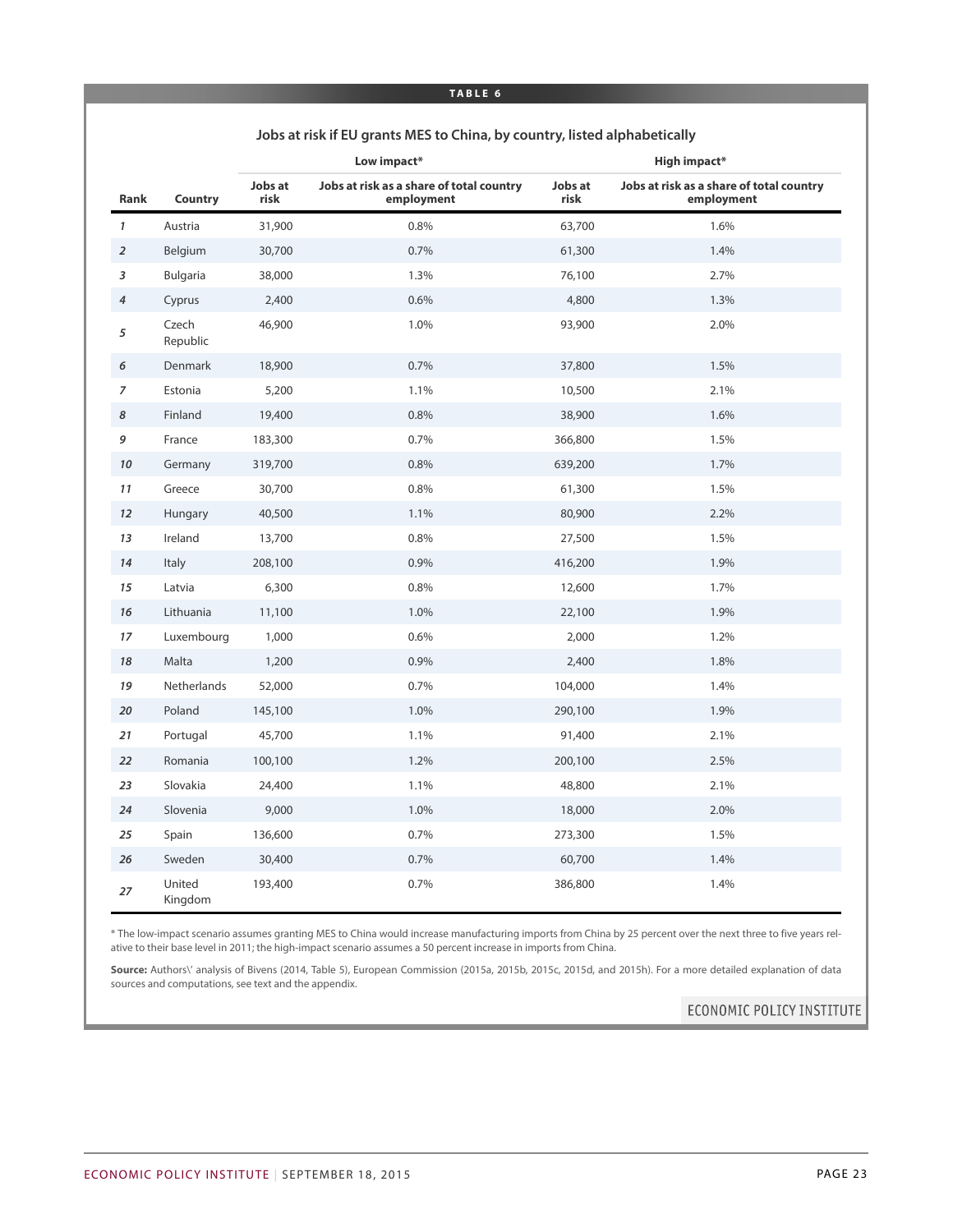**TABLE 6**

**Jobs at risk if EU grants MES to China, by country, listed alphabetically**

| | | Low impact* | | High impact* | |
|---|---|---|---|---|---|
| **Rank** | **Country** | **Jobs at risk** | **Jobs at risk as a share of total country employment** | **Jobs at risk** | **Jobs at risk as a share of total country employment** |
| *1* | Austria | 31,900 | 0.8% | 63,700 | 1.6% |
| *2* | Belgium | 30,700 | 0.7% | 61,300 | 1.4% |
| *3* | Bulgaria | 38,000 | 1.3% | 76,100 | 2.7% |
| *4* | Cyprus | 2,400 | 0.6% | 4,800 | 1.3% |
| *5* | Czech Republic | 46,900 | 1.0% | 93,900 | 2.0% |
| *6* | Denmark | 18,900 | 0.7% | 37,800 | 1.5% |
| *7* | Estonia | 5,200 | 1.1% | 10,500 | 2.1% |
| *8* | Finland | 19,400 | 0.8% | 38,900 | 1.6% |
| *9* | France | 183,300 | 0.7% | 366,800 | 1.5% |
| *10* | Germany | 319,700 | 0.8% | 639,200 | 1.7% |
| *11* | Greece | 30,700 | 0.8% | 61,300 | 1.5% |
| *12* | Hungary | 40,500 | 1.1% | 80,900 | 2.2% |
| *13* | Ireland | 13,700 | 0.8% | 27,500 | 1.5% |
| *14* | Italy | 208,100 | 0.9% | 416,200 | 1.9% |
| *15* | Latvia | 6,300 | 0.8% | 12,600 | 1.7% |
| *16* | Lithuania | 11,100 | 1.0% | 22,100 | 1.9% |
| *17* | Luxembourg | 1,000 | 0.6% | 2,000 | 1.2% |
| *18* | Malta | 1,200 | 0.9% | 2,400 | 1.8% |
| *19* | Netherlands | 52,000 | 0.7% | 104,000 | 1.4% |
| *20* | Poland | 145,100 | 1.0% | 290,100 | 1.9% |
| *21* | Portugal | 45,700 | 1.1% | 91,400 | 2.1% |
| *22* | Romania | 100,100 | 1.2% | 200,100 | 2.5% |
| *23* | Slovakia | 24,400 | 1.1% | 48,800 | 2.1% |
| *24* | Slovenia | 9,000 | 1.0% | 18,000 | 2.0% |
| *25* | Spain | 136,600 | 0.7% | 273,300 | 1.5% |
| *26* | Sweden | 30,400 | 0.7% | 60,700 | 1.4% |
| *27* | United Kingdom | 193,400 | 0.7% | 386,800 | 1.4% |

\* The low-impact scenario assumes granting MES to China would increase manufacturing imports from China by 25 percent over the next three to five years relative to their base level in 2011; the high-impact scenario assumes a 50 percent increase in imports from China.

**Source:** Authors\' analysis of Bivens (2014, Table 5), European Commission (2015a, 2015b, 2015c, 2015d, and 2015h). For a more detailed explanation of data sources and computations, see text and the appendix.

ECONOMIC POLICY INSTITUTE